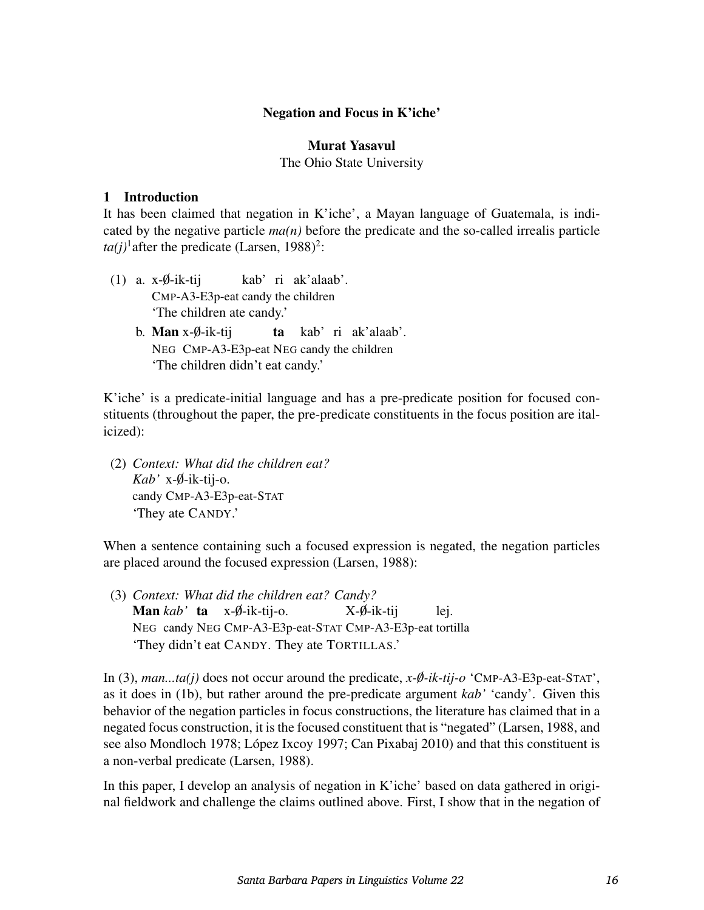**Negation and Focus in K'iche'**

**Murat Yasavul**
The Ohio State University

## 1 Introduction

It has been claimed that negation in K'iche', a Mayan language of Guatemala, is indicated by the negative particle *ma(n)* before the predicate and the so-called irrealis particle *ta(j)*[1] after the predicate (Larsen, 1988)[2]:

(1) a. x-∅-ik-tij kab' ri ak'alaab'.
   CMP-A3-E3p-eat candy the children
   'The children ate candy.'

   b. **Man** x-∅-ik-tij **ta** kab' ri ak'alaab'.
   NEG CMP-A3-E3p-eat NEG candy the children
   'The children didn't eat candy.'

K'iche' is a predicate-initial language and has a pre-predicate position for focused constituents (throughout the paper, the pre-predicate constituents in the focus position are italicized):

(2) *Context: What did the children eat?*
   *Kab'* x-∅-ik-tij-o.
   candy CMP-A3-E3p-eat-STAT
   'They ate CANDY.'

When a sentence containing such a focused expression is negated, the negation particles are placed around the focused expression (Larsen, 1988):

(3) *Context: What did the children eat? Candy?*
   **Man** *kab'* **ta** x-∅-ik-tij-o. X-∅-ik-tij lej.
   NEG candy NEG CMP-A3-E3p-eat-STAT CMP-A3-E3p-eat tortilla
   'They didn't eat CANDY. They ate TORTILLAS.'

In (3), *man...ta(j)* does not occur around the predicate, *x-∅-ik-tij-o* 'CMP-A3-E3p-eat-STAT', as it does in (1b), but rather around the pre-predicate argument *kab'* 'candy'. Given this behavior of the negation particles in focus constructions, the literature has claimed that in a negated focus construction, it is the focused constituent that is "negated" (Larsen, 1988, and see also Mondloch 1978; López Ixcoy 1997; Can Pixabaj 2010) and that this constituent is a non-verbal predicate (Larsen, 1988).

In this paper, I develop an analysis of negation in K'iche' based on data gathered in original fieldwork and challenge the claims outlined above. First, I show that in the negation of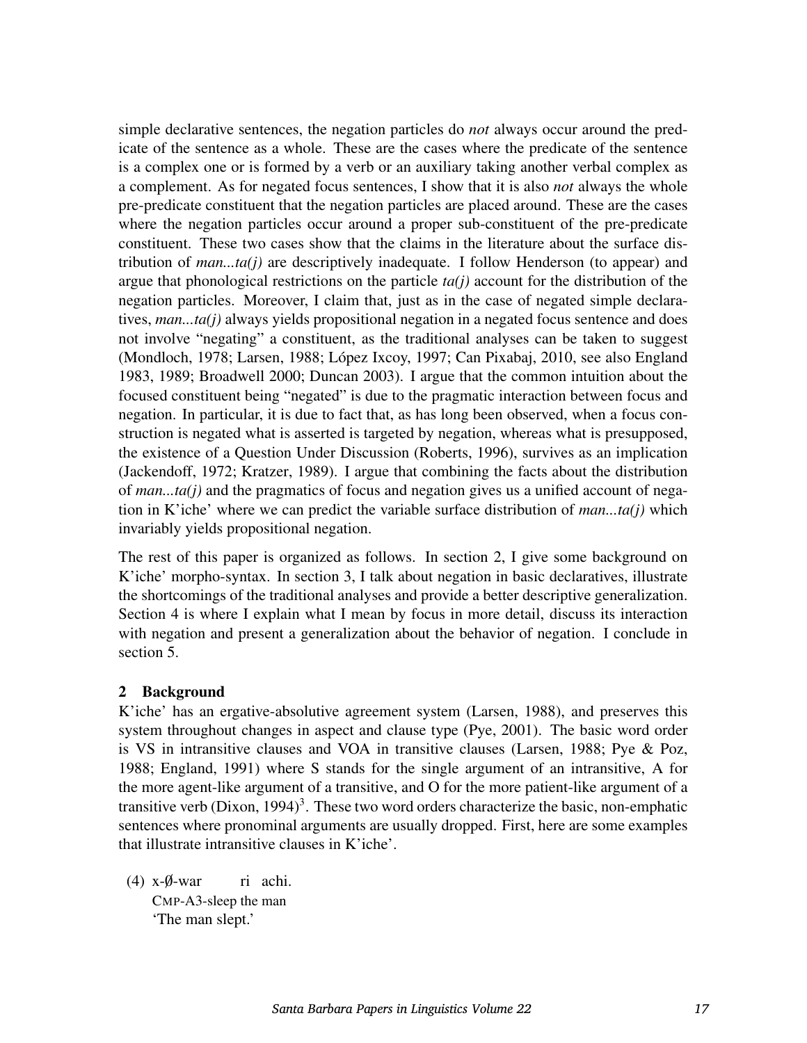simple declarative sentences, the negation particles do *not* always occur around the predicate of the sentence as a whole. These are the cases where the predicate of the sentence is a complex one or is formed by a verb or an auxiliary taking another verbal complex as a complement. As for negated focus sentences, I show that it is also *not* always the whole pre-predicate constituent that the negation particles are placed around. These are the cases where the negation particles occur around a proper sub-constituent of the pre-predicate constituent. These two cases show that the claims in the literature about the surface distribution of *man...ta(j)* are descriptively inadequate. I follow Henderson (to appear) and argue that phonological restrictions on the particle *ta(j)* account for the distribution of the negation particles. Moreover, I claim that, just as in the case of negated simple declaratives, *man...ta(j)* always yields propositional negation in a negated focus sentence and does not involve "negating" a constituent, as the traditional analyses can be taken to suggest (Mondloch, 1978; Larsen, 1988; López Ixcoy, 1997; Can Pixabaj, 2010, see also England 1983, 1989; Broadwell 2000; Duncan 2003). I argue that the common intuition about the focused constituent being "negated" is due to the pragmatic interaction between focus and negation. In particular, it is due to fact that, as has long been observed, when a focus construction is negated what is asserted is targeted by negation, whereas what is presupposed, the existence of a Question Under Discussion (Roberts, 1996), survives as an implication (Jackendoff, 1972; Kratzer, 1989). I argue that combining the facts about the distribution of *man...ta(j)* and the pragmatics of focus and negation gives us a unified account of negation in K'iche' where we can predict the variable surface distribution of *man...ta(j)* which invariably yields propositional negation.

The rest of this paper is organized as follows. In section 2, I give some background on K'iche' morpho-syntax. In section 3, I talk about negation in basic declaratives, illustrate the shortcomings of the traditional analyses and provide a better descriptive generalization. Section 4 is where I explain what I mean by focus in more detail, discuss its interaction with negation and present a generalization about the behavior of negation. I conclude in section 5.

## 2 Background

K'iche' has an ergative-absolutive agreement system (Larsen, 1988), and preserves this system throughout changes in aspect and clause type (Pye, 2001). The basic word order is VS in intransitive clauses and VOA in transitive clauses (Larsen, 1988; Pye & Poz, 1988; England, 1991) where S stands for the single argument of an intransitive, A for the more agent-like argument of a transitive, and O for the more patient-like argument of a transitive verb (Dixon, 1994)[3]. These two word orders characterize the basic, non-emphatic sentences where pronominal arguments are usually dropped. First, here are some examples that illustrate intransitive clauses in K'iche'.

(4) x-Ø-war ri achi.
CMP-A3-sleep the man
'The man slept.'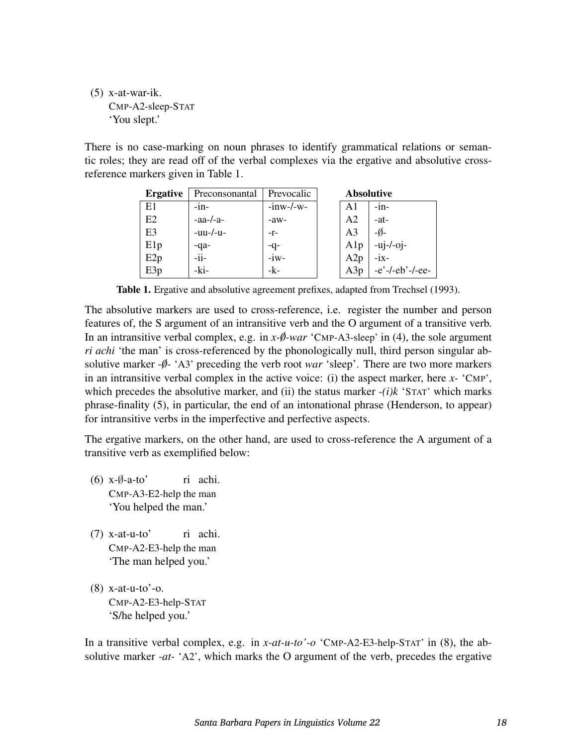(5) x-at-war-ik.
CMP-A2-sleep-STAT
'You slept.'

There is no case-marking on noun phrases to identify grammatical relations or semantic roles; they are read off of the verbal complexes via the ergative and absolutive cross-reference markers given in Table 1.

| Ergative | Preconsonantal | Prevocalic |
|---|---|---|
| E1 | -in- | -inw-/-w- |
| E2 | -aa-/-a- | -aw- |
| E3 | -uu-/-u- | -r- |
| E1p | -qa- | -q- |
| E2p | -ii- | -iw- |
| E3p | -ki- | -k- |

| Absolutive | |
|---|---|
| A1 | -in- |
| A2 | -at- |
| A3 | -∅- |
| A1p | -uj-/-oj- |
| A2p | -ix- |
| A3p | -e'-/-eb'-/-ee- |

**Table 1.** Ergative and absolutive agreement prefixes, adapted from Trechsel (1993).

The absolutive markers are used to cross-reference, i.e. register the number and person features of, the S argument of an intransitive verb and the O argument of a transitive verb. In an intransitive verbal complex, e.g. in *x-∅-war* 'CMP-A3-sleep' in (4), the sole argument *ri achi* 'the man' is cross-referenced by the phonologically null, third person singular absolutive marker *-∅-* 'A3' preceding the verb root *war* 'sleep'. There are two more markers in an intransitive verbal complex in the active voice: (i) the aspect marker, here *x-* 'CMP', which precedes the absolutive marker, and (ii) the status marker *-(i)k* 'STAT' which marks phrase-finality (5), in particular, the end of an intonational phrase (Henderson, to appear) for intransitive verbs in the imperfective and perfective aspects.

The ergative markers, on the other hand, are used to cross-reference the A argument of a transitive verb as exemplified below:

(6) x-∅-a-to' ri achi.
CMP-A3-E2-help the man
'You helped the man.'

(7) x-at-u-to' ri achi.
CMP-A2-E3-help the man
'The man helped you.'

(8) x-at-u-to'-o.
CMP-A2-E3-help-STAT
'S/he helped you.'

In a transitive verbal complex, e.g. in *x-at-u-to'-o* 'CMP-A2-E3-help-STAT' in (8), the absolutive marker *-at-* 'A2', which marks the O argument of the verb, precedes the ergative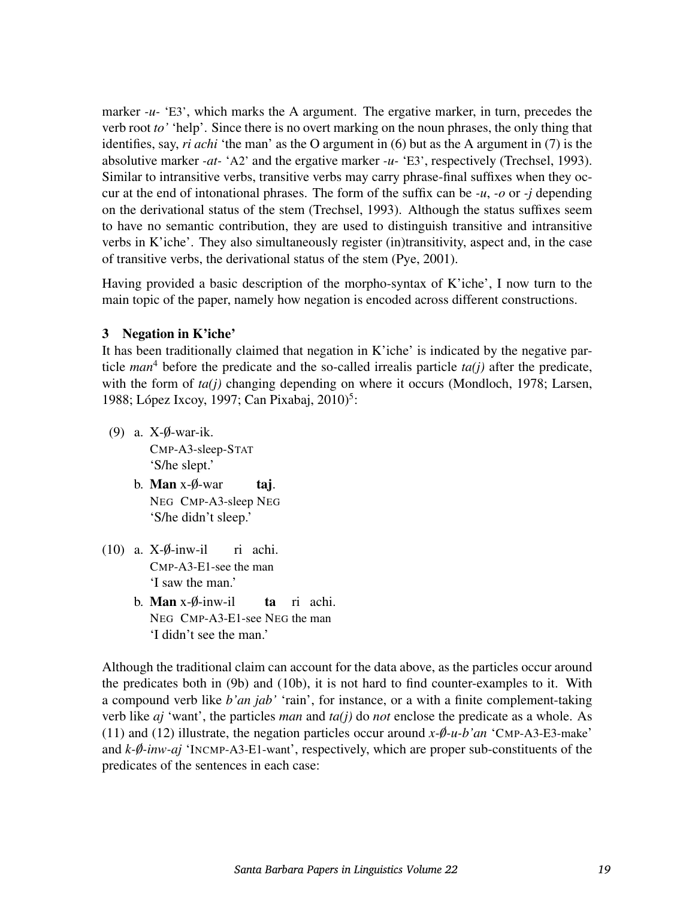marker *-u-* 'E3', which marks the A argument. The ergative marker, in turn, precedes the verb root *to'* 'help'. Since there is no overt marking on the noun phrases, the only thing that identifies, say, *ri achi* 'the man' as the O argument in (6) but as the A argument in (7) is the absolutive marker *-at-* 'A2' and the ergative marker *-u-* 'E3', respectively (Trechsel, 1993). Similar to intransitive verbs, transitive verbs may carry phrase-final suffixes when they occur at the end of intonational phrases. The form of the suffix can be *-u*, *-o* or *-j* depending on the derivational status of the stem (Trechsel, 1993). Although the status suffixes seem to have no semantic contribution, they are used to distinguish transitive and intransitive verbs in K'iche'. They also simultaneously register (in)transitivity, aspect and, in the case of transitive verbs, the derivational status of the stem (Pye, 2001).

Having provided a basic description of the morpho-syntax of K'iche', I now turn to the main topic of the paper, namely how negation is encoded across different constructions.

## 3 Negation in K'iche'

It has been traditionally claimed that negation in K'iche' is indicated by the negative particle *man*[4] before the predicate and the so-called irrealis particle *ta(j)* after the predicate, with the form of *ta(j)* changing depending on where it occurs (Mondloch, 1978; Larsen, 1988; López Ixcoy, 1997; Can Pixabaj, 2010)[5]:

(9) a. X-∅-war-ik.
CMP-A3-sleep-STAT
'S/he slept.'

b. **Man** x-∅-war **taj**.
NEG CMP-A3-sleep NEG
'S/he didn't sleep.'

(10) a. X-∅-inw-il ri achi.
CMP-A3-E1-see the man
'I saw the man.'

b. **Man** x-∅-inw-il **ta** ri achi.
NEG CMP-A3-E1-see NEG the man
'I didn't see the man.'

Although the traditional claim can account for the data above, as the particles occur around the predicates both in (9b) and (10b), it is not hard to find counter-examples to it. With a compound verb like *b'an jab'* 'rain', for instance, or a with a finite complement-taking verb like *aj* 'want', the particles *man* and *ta(j)* do *not* enclose the predicate as a whole. As (11) and (12) illustrate, the negation particles occur around *x-∅-u-b'an* 'CMP-A3-E3-make' and *k-∅-inw-aj* 'INCMP-A3-E1-want', respectively, which are proper sub-constituents of the predicates of the sentences in each case: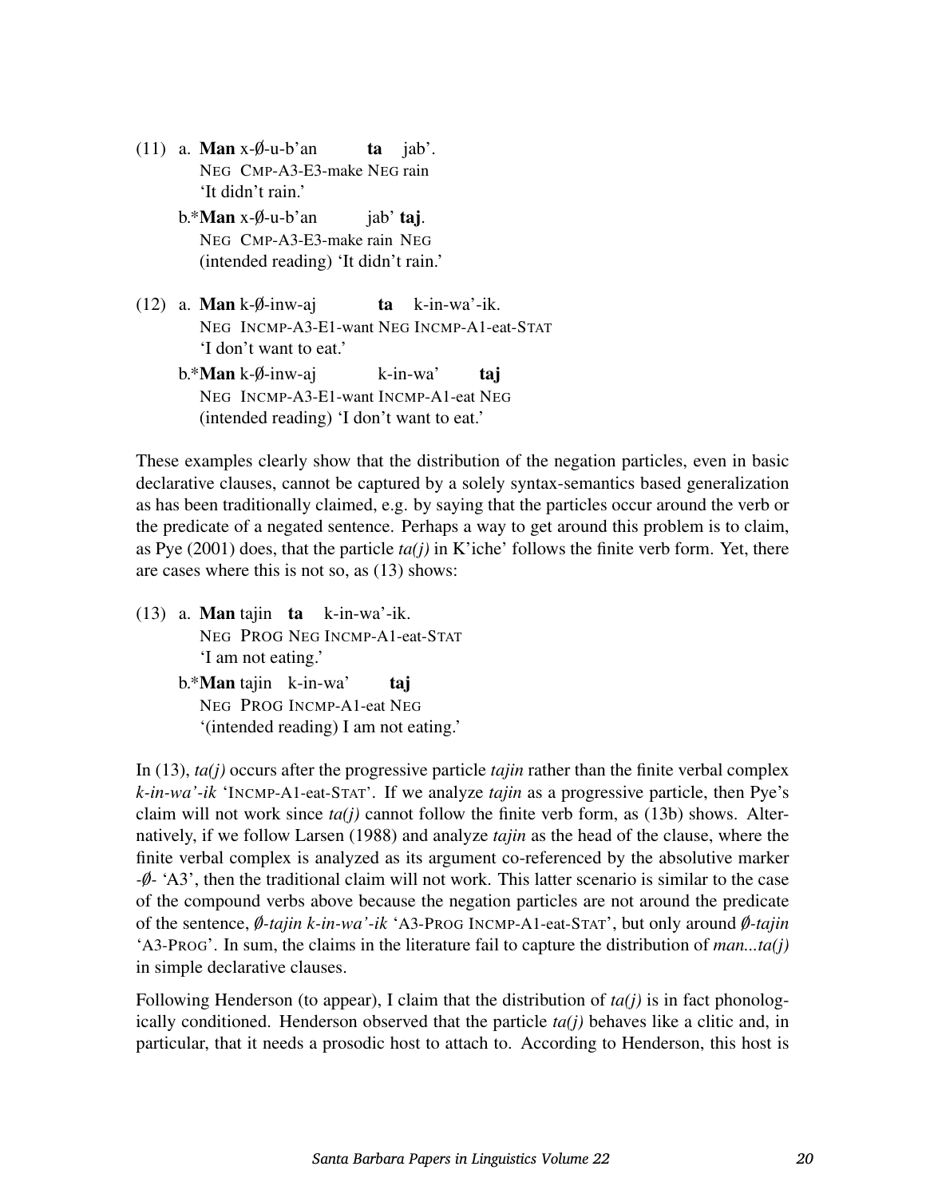(11) a. **Man** x-Ø-u-b'an **ta** jab'.
NEG CMP-A3-E3-make NEG rain
'It didn't rain.'

b.\***Man** x-Ø-u-b'an jab' **taj**.
NEG CMP-A3-E3-make rain NEG
(intended reading) 'It didn't rain.'

(12) a. **Man** k-Ø-inw-aj **ta** k-in-wa'-ik.
NEG INCMP-A3-E1-want NEG INCMP-A1-eat-STAT
'I don't want to eat.'

b.\***Man** k-Ø-inw-aj k-in-wa' **taj**
NEG INCMP-A3-E1-want INCMP-A1-eat NEG
(intended reading) 'I don't want to eat.'

These examples clearly show that the distribution of the negation particles, even in basic declarative clauses, cannot be captured by a solely syntax-semantics based generalization as has been traditionally claimed, e.g. by saying that the particles occur around the verb or the predicate of a negated sentence. Perhaps a way to get around this problem is to claim, as Pye (2001) does, that the particle *ta(j)* in K'iche' follows the finite verb form. Yet, there are cases where this is not so, as (13) shows:

(13) a. **Man** tajin **ta** k-in-wa'-ik.
NEG PROG NEG INCMP-A1-eat-STAT
'I am not eating.'

b.\***Man** tajin k-in-wa' **taj**
NEG PROG INCMP-A1-eat NEG
'(intended reading) I am not eating.'

In (13), *ta(j)* occurs after the progressive particle *tajin* rather than the finite verbal complex *k-in-wa'-ik* 'INCMP-A1-eat-STAT'. If we analyze *tajin* as a progressive particle, then Pye's claim will not work since *ta(j)* cannot follow the finite verb form, as (13b) shows. Alternatively, if we follow Larsen (1988) and analyze *tajin* as the head of the clause, where the finite verbal complex is analyzed as its argument co-referenced by the absolutive marker *-Ø-* 'A3', then the traditional claim will not work. This latter scenario is similar to the case of the compound verbs above because the negation particles are not around the predicate of the sentence, *Ø-tajin k-in-wa'-ik* 'A3-PROG INCMP-A1-eat-STAT', but only around *Ø-tajin* 'A3-PROG'. In sum, the claims in the literature fail to capture the distribution of *man...ta(j)* in simple declarative clauses.

Following Henderson (to appear), I claim that the distribution of *ta(j)* is in fact phonologically conditioned. Henderson observed that the particle *ta(j)* behaves like a clitic and, in particular, that it needs a prosodic host to attach to. According to Henderson, this host is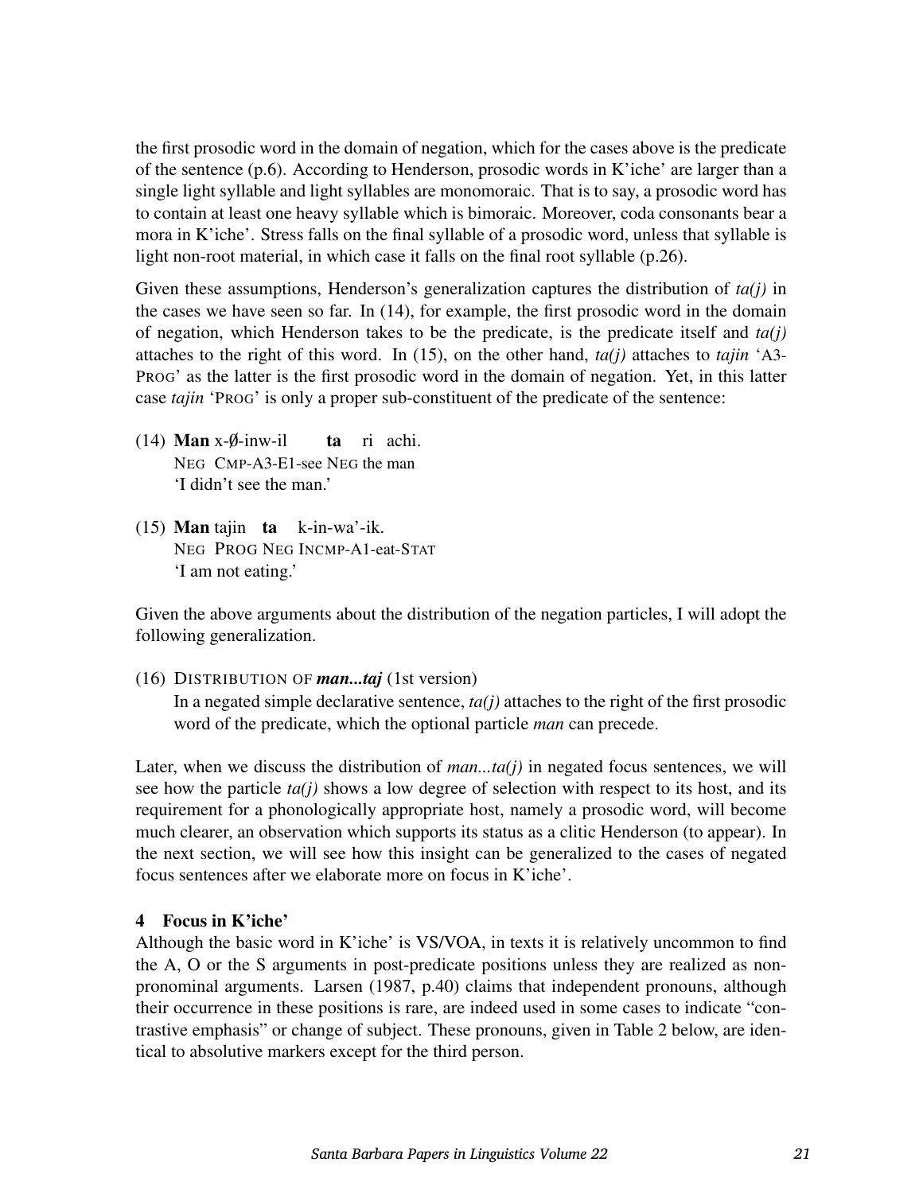the first prosodic word in the domain of negation, which for the cases above is the predicate of the sentence (p.6). According to Henderson, prosodic words in K'iche' are larger than a single light syllable and light syllables are monomoraic. That is to say, a prosodic word has to contain at least one heavy syllable which is bimoraic. Moreover, coda consonants bear a mora in K'iche'. Stress falls on the final syllable of a prosodic word, unless that syllable is light non-root material, in which case it falls on the final root syllable (p.26).

Given these assumptions, Henderson's generalization captures the distribution of *ta(j)* in the cases we have seen so far. In (14), for example, the first prosodic word in the domain of negation, which Henderson takes to be the predicate, is the predicate itself and *ta(j)* attaches to the right of this word. In (15), on the other hand, *ta(j)* attaches to *tajin* 'A3-PROG' as the latter is the first prosodic word in the domain of negation. Yet, in this latter case *tajin* 'PROG' is only a proper sub-constituent of the predicate of the sentence:

(14) **Man** x-∅-inw-il **ta** ri achi.
NEG CMP-A3-E1-see NEG the man
'I didn't see the man.'

(15) **Man** tajin **ta** k-in-wa'-ik.
NEG PROG NEG INCMP-A1-eat-STAT
'I am not eating.'

Given the above arguments about the distribution of the negation particles, I will adopt the following generalization.

(16) DISTRIBUTION OF ***man...taj*** (1st version)
In a negated simple declarative sentence, *ta(j)* attaches to the right of the first prosodic word of the predicate, which the optional particle *man* can precede.

Later, when we discuss the distribution of *man...ta(j)* in negated focus sentences, we will see how the particle *ta(j)* shows a low degree of selection with respect to its host, and its requirement for a phonologically appropriate host, namely a prosodic word, will become much clearer, an observation which supports its status as a clitic Henderson (to appear). In the next section, we will see how this insight can be generalized to the cases of negated focus sentences after we elaborate more on focus in K'iche'.

## 4 Focus in K'iche'

Although the basic word in K'iche' is VS/VOA, in texts it is relatively uncommon to find the A, O or the S arguments in post-predicate positions unless they are realized as non-pronominal arguments. Larsen (1987, p.40) claims that independent pronouns, although their occurrence in these positions is rare, are indeed used in some cases to indicate "contrastive emphasis" or change of subject. These pronouns, given in Table 2 below, are identical to absolutive markers except for the third person.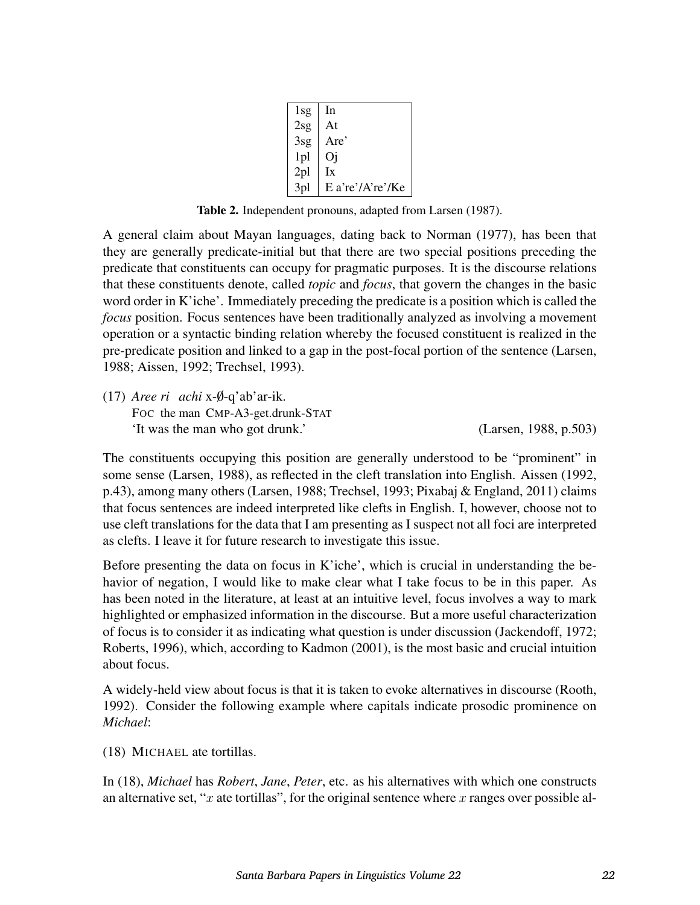| | |
|---|---|
| 1sg | In |
| 2sg | At |
| 3sg | Are’ |
| 1pl | Oj |
| 2pl | Ix |
| 3pl | E a’re’/A’re’/Ke |

**Table 2.** Independent pronouns, adapted from Larsen (1987).

A general claim about Mayan languages, dating back to Norman (1977), has been that they are generally predicate-initial but that there are two special positions preceding the predicate that constituents can occupy for pragmatic purposes. It is the discourse relations that these constituents denote, called *topic* and *focus*, that govern the changes in the basic word order in K’iche’. Immediately preceding the predicate is a position which is called the *focus* position. Focus sentences have been traditionally analyzed as involving a movement operation or a syntactic binding relation whereby the focused constituent is realized in the pre-predicate position and linked to a gap in the post-focal portion of the sentence (Larsen, 1988; Aissen, 1992; Trechsel, 1993).

(17) *Aree ri achi* x-Ø-q’ab’ar-ik.
FOC the man CMP-A3-get.drunk-STAT
‘It was the man who got drunk.’ (Larsen, 1988, p.503)

The constituents occupying this position are generally understood to be “prominent” in some sense (Larsen, 1988), as reflected in the cleft translation into English. Aissen (1992, p.43), among many others (Larsen, 1988; Trechsel, 1993; Pixabaj & England, 2011) claims that focus sentences are indeed interpreted like clefts in English. I, however, choose not to use cleft translations for the data that I am presenting as I suspect not all foci are interpreted as clefts. I leave it for future research to investigate this issue.

Before presenting the data on focus in K’iche’, which is crucial in understanding the behavior of negation, I would like to make clear what I take focus to be in this paper. As has been noted in the literature, at least at an intuitive level, focus involves a way to mark highlighted or emphasized information in the discourse. But a more useful characterization of focus is to consider it as indicating what question is under discussion (Jackendoff, 1972; Roberts, 1996), which, according to Kadmon (2001), is the most basic and crucial intuition about focus.

A widely-held view about focus is that it is taken to evoke alternatives in discourse (Rooth, 1992). Consider the following example where capitals indicate prosodic prominence on *Michael*:

(18) MICHAEL ate tortillas.

In (18), *Michael* has *Robert*, *Jane*, *Peter*, etc. as his alternatives with which one constructs an alternative set, “$x$ ate tortillas”, for the original sentence where $x$ ranges over possible al-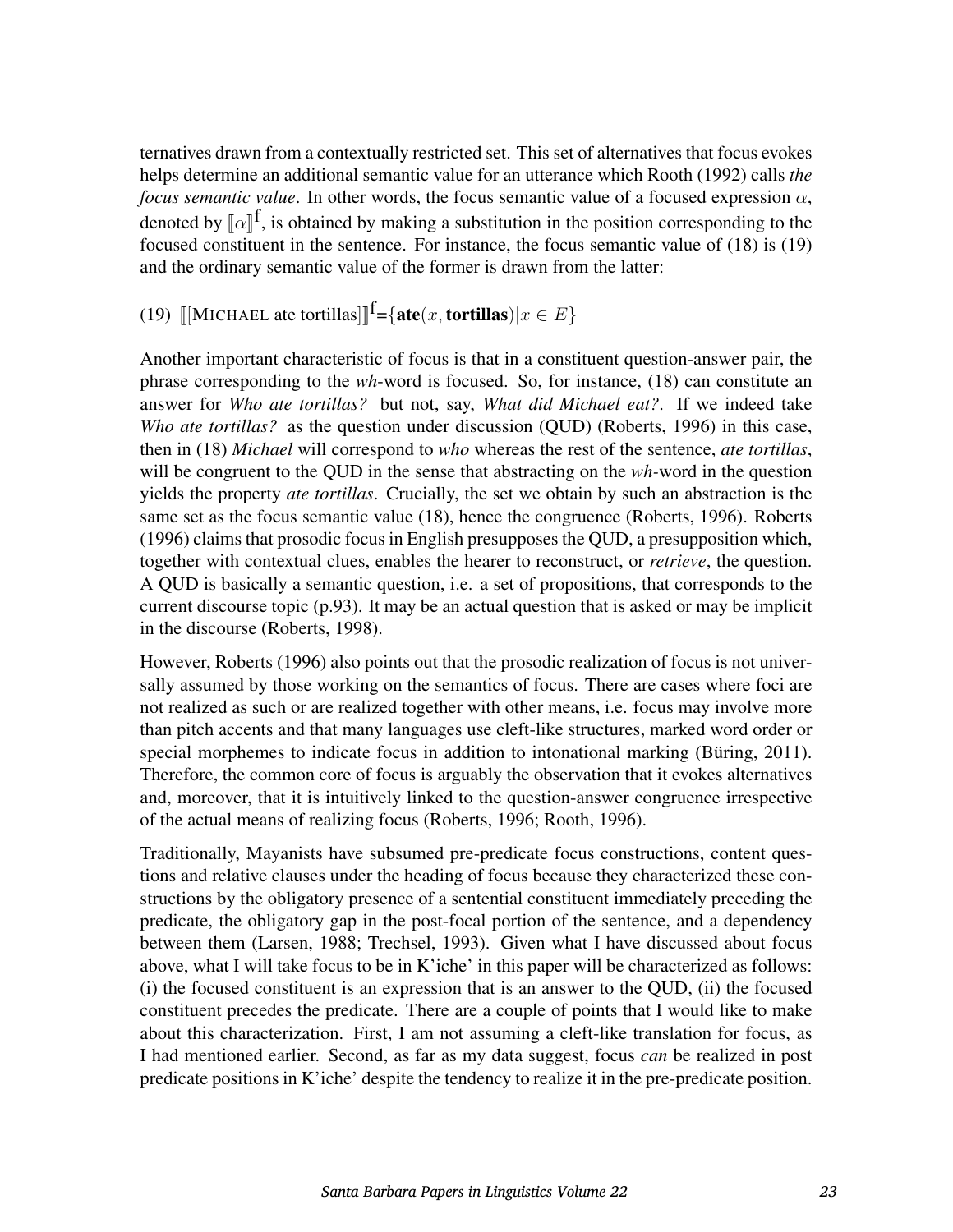ternatives drawn from a contextually restricted set. This set of alternatives that focus evokes helps determine an additional semantic value for an utterance which Rooth (1992) calls *the focus semantic value*. In other words, the focus semantic value of a focused expression $\alpha$, denoted by $[\![\alpha]\!]^{\mathrm{f}}$, is obtained by making a substitution in the position corresponding to the focused constituent in the sentence. For instance, the focus semantic value of (18) is (19) and the ordinary semantic value of the former is drawn from the latter:

(19) $[\![[\text{M}\textsc{ichael} \text{ ate tortillas}]]\!]^{\mathrm{f}} = \{\textbf{ate}(x, \textbf{tortillas}) | x \in E\}$

Another important characteristic of focus is that in a constituent question-answer pair, the phrase corresponding to the *wh*-word is focused. So, for instance, (18) can constitute an answer for *Who ate tortillas?* but not, say, *What did Michael eat?*. If we indeed take *Who ate tortillas?* as the question under discussion (QUD) (Roberts, 1996) in this case, then in (18) *Michael* will correspond to *who* whereas the rest of the sentence, *ate tortillas*, will be congruent to the QUD in the sense that abstracting on the *wh*-word in the question yields the property *ate tortillas*. Crucially, the set we obtain by such an abstraction is the same set as the focus semantic value (18), hence the congruence (Roberts, 1996). Roberts (1996) claims that prosodic focus in English presupposes the QUD, a presupposition which, together with contextual clues, enables the hearer to reconstruct, or *retrieve*, the question. A QUD is basically a semantic question, i.e. a set of propositions, that corresponds to the current discourse topic (p.93). It may be an actual question that is asked or may be implicit in the discourse (Roberts, 1998).

However, Roberts (1996) also points out that the prosodic realization of focus is not universally assumed by those working on the semantics of focus. There are cases where foci are not realized as such or are realized together with other means, i.e. focus may involve more than pitch accents and that many languages use cleft-like structures, marked word order or special morphemes to indicate focus in addition to intonational marking (Büring, 2011). Therefore, the common core of focus is arguably the observation that it evokes alternatives and, moreover, that it is intuitively linked to the question-answer congruence irrespective of the actual means of realizing focus (Roberts, 1996; Rooth, 1996).

Traditionally, Mayanists have subsumed pre-predicate focus constructions, content questions and relative clauses under the heading of focus because they characterized these constructions by the obligatory presence of a sentential constituent immediately preceding the predicate, the obligatory gap in the post-focal portion of the sentence, and a dependency between them (Larsen, 1988; Trechsel, 1993). Given what I have discussed about focus above, what I will take focus to be in K'iche' in this paper will be characterized as follows: (i) the focused constituent is an expression that is an answer to the QUD, (ii) the focused constituent precedes the predicate. There are a couple of points that I would like to make about this characterization. First, I am not assuming a cleft-like translation for focus, as I had mentioned earlier. Second, as far as my data suggest, focus *can* be realized in post predicate positions in K'iche' despite the tendency to realize it in the pre-predicate position.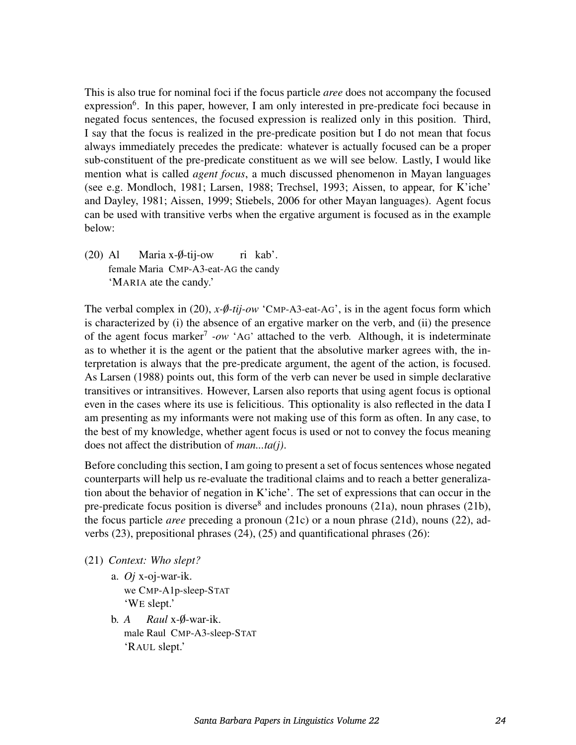This is also true for nominal foci if the focus particle *aree* does not accompany the focused expression[6]. In this paper, however, I am only interested in pre-predicate foci because in negated focus sentences, the focused expression is realized only in this position. Third, I say that the focus is realized in the pre-predicate position but I do not mean that focus always immediately precedes the predicate: whatever is actually focused can be a proper sub-constituent of the pre-predicate constituent as we will see below. Lastly, I would like mention what is called *agent focus*, a much discussed phenomenon in Mayan languages (see e.g. Mondloch, 1981; Larsen, 1988; Trechsel, 1993; Aissen, to appear, for K'iche' and Dayley, 1981; Aissen, 1999; Stiebels, 2006 for other Mayan languages). Agent focus can be used with transitive verbs when the ergative argument is focused as in the example below:

(20) Al Maria x-Ø-tij-ow ri kab'.
female Maria CMP-A3-eat-AG the candy
'MARIA ate the candy.'

The verbal complex in (20), *x-Ø-tij-ow* 'CMP-A3-eat-AG', is in the agent focus form which is characterized by (i) the absence of an ergative marker on the verb, and (ii) the presence of the agent focus marker[7] *-ow* 'AG' attached to the verb. Although, it is indeterminate as to whether it is the agent or the patient that the absolutive marker agrees with, the interpretation is always that the pre-predicate argument, the agent of the action, is focused. As Larsen (1988) points out, this form of the verb can never be used in simple declarative transitives or intransitives. However, Larsen also reports that using agent focus is optional even in the cases where its use is felicitious. This optionality is also reflected in the data I am presenting as my informants were not making use of this form as often. In any case, to the best of my knowledge, whether agent focus is used or not to convey the focus meaning does not affect the distribution of *man...ta(j)*.

Before concluding this section, I am going to present a set of focus sentences whose negated counterparts will help us re-evaluate the traditional claims and to reach a better generalization about the behavior of negation in K'iche'. The set of expressions that can occur in the pre-predicate focus position is diverse[8] and includes pronouns (21a), noun phrases (21b), the focus particle *aree* preceding a pronoun (21c) or a noun phrase (21d), nouns (22), adverbs (23), prepositional phrases (24), (25) and quantificational phrases (26):

(21) *Context: Who slept?*

a. *Oj* x-oj-war-ik.
we CMP-A1p-sleep-STAT
'WE slept.'

b. *A Raul* x-Ø-war-ik.
male Raul CMP-A3-sleep-STAT
'RAUL slept.'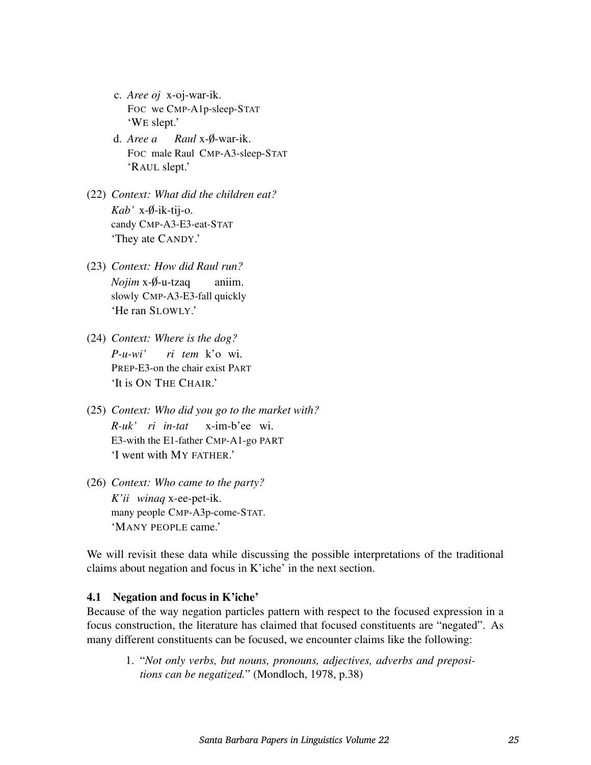c. *Aree oj* x-oj-war-ik.
   FOC we CMP-A1p-sleep-STAT
   'WE slept.'

d. *Aree a Raul* x-Ø-war-ik.
   FOC male Raul CMP-A3-sleep-STAT
   'RAUL slept.'

(22) *Context: What did the children eat?*
   *Kab'* x-Ø-ik-tij-o.
   candy CMP-A3-E3-eat-STAT
   'They ate CANDY.'

(23) *Context: How did Raul run?*
   *Nojim* x-Ø-u-tzaq aniim.
   slowly CMP-A3-E3-fall quickly
   'He ran SLOWLY.'

(24) *Context: Where is the dog?*
   *P-u-wi' ri tem* k'o wi.
   PREP-E3-on the chair exist PART
   'It is ON THE CHAIR.'

(25) *Context: Who did you go to the market with?*
   *R-uk' ri in-tat* x-im-b'ee wi.
   E3-with the E1-father CMP-A1-go PART
   'I went with MY FATHER.'

(26) *Context: Who came to the party?*
   *K'ii winaq* x-ee-pet-ik.
   many people CMP-A3p-come-STAT.
   'MANY PEOPLE came.'

We will revisit these data while discussing the possible interpretations of the traditional claims about negation and focus in K'iche' in the next section.

### 4.1 Negation and focus in K'iche'

Because of the way negation particles pattern with respect to the focused expression in a focus construction, the literature has claimed that focused constituents are "negated". As many different constituents can be focused, we encounter claims like the following:

1. "*Not only verbs, but nouns, pronouns, adjectives, adverbs and prepositions can be negatized.*" (Mondloch, 1978, p.38)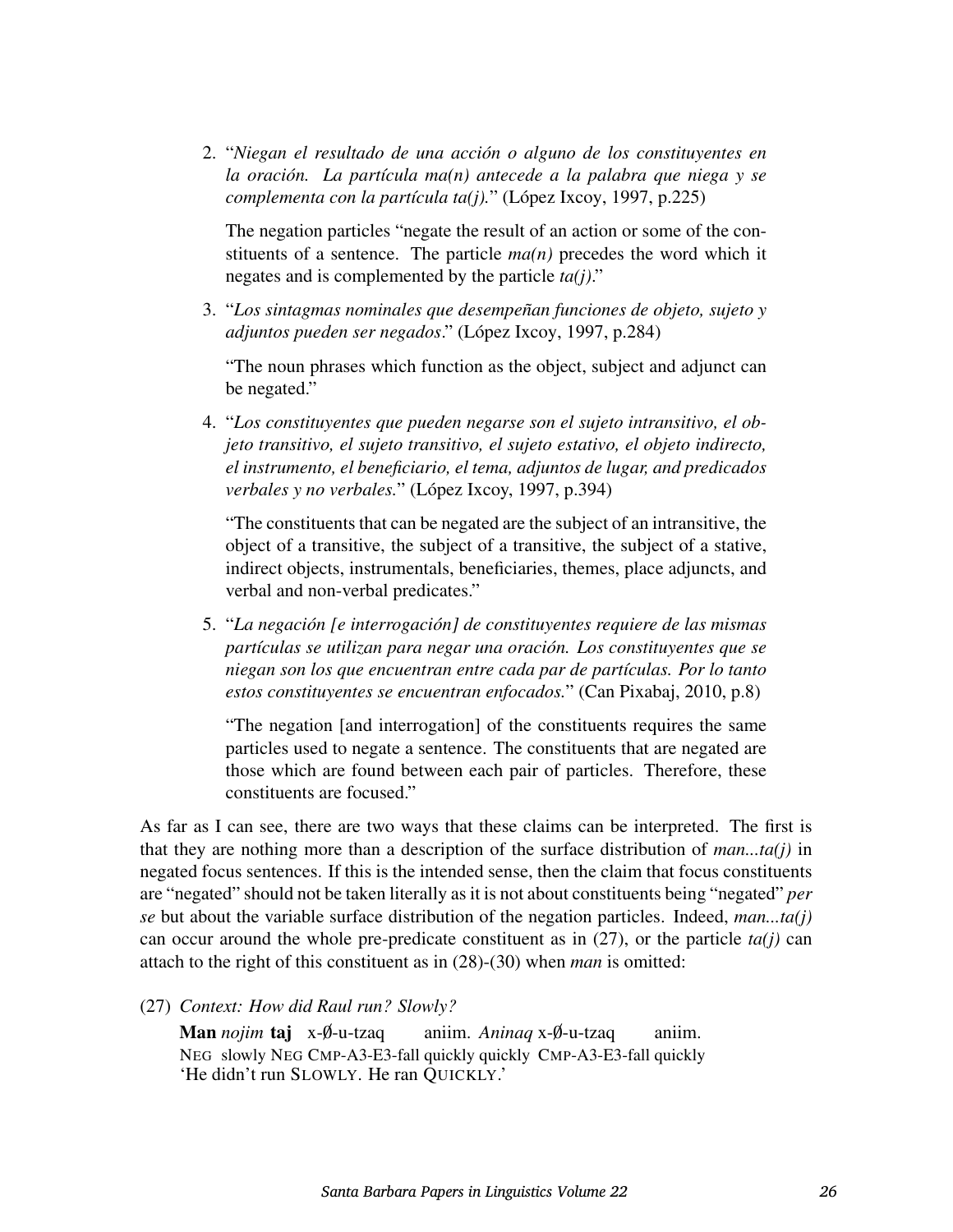2. "*Niegan el resultado de una acción o alguno de los constituyentes en la oración. La partícula ma(n) antecede a la palabra que niega y se complementa con la partícula ta(j).*" (López Ixcoy, 1997, p.225)

   The negation particles "negate the result of an action or some of the constituents of a sentence. The particle *ma(n)* precedes the word which it negates and is complemented by the particle *ta(j)*."

3. "*Los sintagmas nominales que desempeñan funciones de objeto, sujeto y adjuntos pueden ser negados*." (López Ixcoy, 1997, p.284)

   "The noun phrases which function as the object, subject and adjunct can be negated."

4. "*Los constituyentes que pueden negarse son el sujeto intransitivo, el objeto transitivo, el sujeto transitivo, el sujeto estativo, el objeto indirecto, el instrumento, el beneficiario, el tema, adjuntos de lugar, and predicados verbales y no verbales.*" (López Ixcoy, 1997, p.394)

   "The constituents that can be negated are the subject of an intransitive, the object of a transitive, the subject of a transitive, the subject of a stative, indirect objects, instrumentals, beneficiaries, themes, place adjuncts, and verbal and non-verbal predicates."

5. "*La negación [e interrogación] de constituyentes requiere de las mismas partículas se utilizan para negar una oración. Los constituyentes que se niegan son los que encuentran entre cada par de partículas. Por lo tanto estos constituyentes se encuentran enfocados.*" (Can Pixabaj, 2010, p.8)

   "The negation [and interrogation] of the constituents requires the same particles used to negate a sentence. The constituents that are negated are those which are found between each pair of particles. Therefore, these constituents are focused."

As far as I can see, there are two ways that these claims can be interpreted. The first is that they are nothing more than a description of the surface distribution of *man...ta(j)* in negated focus sentences. If this is the intended sense, then the claim that focus constituents are "negated" should not be taken literally as it is not about constituents being "negated" *per se* but about the variable surface distribution of the negation particles. Indeed, *man...ta(j)* can occur around the whole pre-predicate constituent as in (27), or the particle *ta(j)* can attach to the right of this constituent as in (28)-(30) when *man* is omitted:

(27) *Context: How did Raul run? Slowly?*

**Man** *nojim* **taj** x-Ø-u-tzaq aniim. *Aninaq* x-Ø-u-tzaq aniim.
NEG slowly NEG CMP-A3-E3-fall quickly quickly CMP-A3-E3-fall quickly
'He didn't run SLOWLY. He ran QUICKLY.'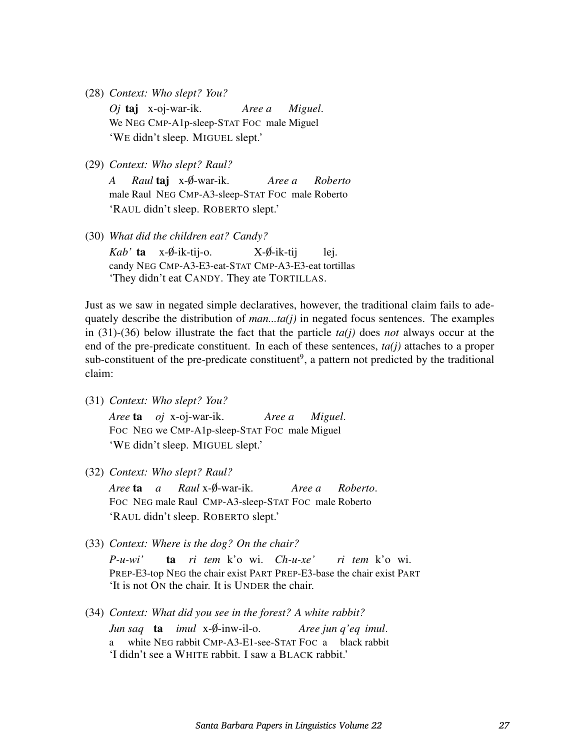(28) *Context: Who slept? You?*
*Oj* **taj** x-oj-war-ik. *Aree a Miguel.*
We NEG CMP-A1p-sleep-STAT FOC male Miguel
'WE didn't sleep. MIGUEL slept.'

(29) *Context: Who slept? Raul?*
*A Raul* **taj** x-∅-war-ik. *Aree a Roberto*
male Raul NEG CMP-A3-sleep-STAT FOC male Roberto
'RAUL didn't sleep. ROBERTO slept.'

(30) *What did the children eat? Candy?*
*Kab'* **ta** x-∅-ik-tij-o. X-∅-ik-tij lej.
candy NEG CMP-A3-E3-eat-STAT CMP-A3-E3-eat tortillas
'They didn't eat CANDY. They ate TORTILLAS.

Just as we saw in negated simple declaratives, however, the traditional claim fails to adequately describe the distribution of *man...ta(j)* in negated focus sentences. The examples in (31)-(36) below illustrate the fact that the particle *ta(j)* does *not* always occur at the end of the pre-predicate constituent. In each of these sentences, *ta(j)* attaches to a proper sub-constituent of the pre-predicate constituent[9], a pattern not predicted by the traditional claim:

(31) *Context: Who slept? You?*
*Aree* **ta** *oj* x-oj-war-ik. *Aree a Miguel.*
FOC NEG we CMP-A1p-sleep-STAT FOC male Miguel
'WE didn't sleep. MIGUEL slept.'

(32) *Context: Who slept? Raul?*
*Aree* **ta** *a Raul* x-∅-war-ik. *Aree a Roberto.*
FOC NEG male Raul CMP-A3-sleep-STAT FOC male Roberto
'RAUL didn't sleep. ROBERTO slept.'

(33) *Context: Where is the dog? On the chair?*
*P-u-wi'* **ta** *ri tem* k'o wi. *Ch-u-xe' ri tem* k'o wi.
PREP-E3-top NEG the chair exist PART PREP-E3-base the chair exist PART
'It is not ON the chair. It is UNDER the chair.

(34) *Context: What did you see in the forest? A white rabbit?*
*Jun saq* **ta** *imul* x-∅-inw-il-o. *Aree jun q'eq imul.*
a white NEG rabbit CMP-A3-E1-see-STAT FOC a black rabbit
'I didn't see a WHITE rabbit. I saw a BLACK rabbit.'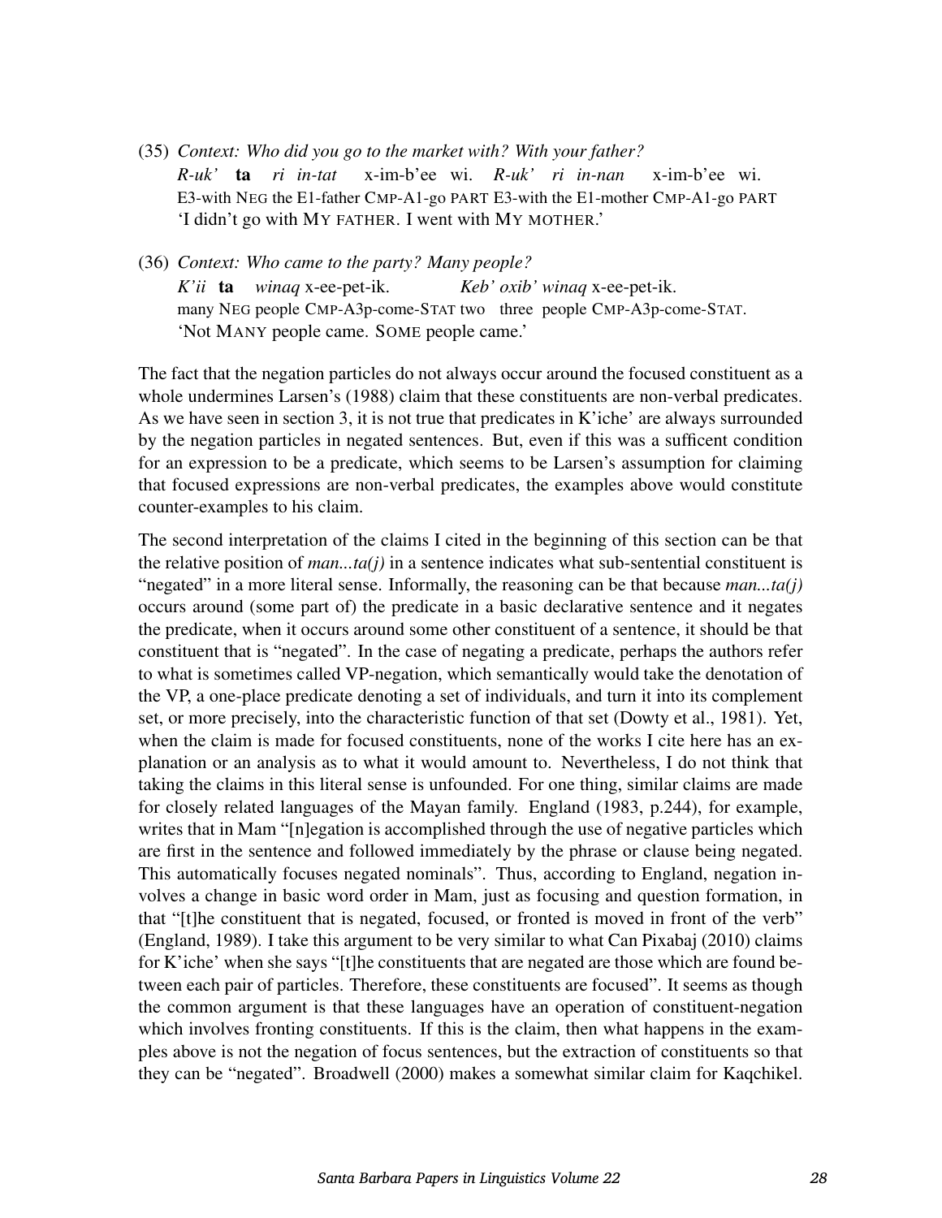(35) *Context: Who did you go to the market with? With your father?*
  *R-uk'* **ta** *ri in-tat* x-im-b'ee wi. *R-uk' ri in-nan* x-im-b'ee wi.
  E3-with NEG the E1-father CMP-A1-go PART E3-with the E1-mother CMP-A1-go PART
  'I didn't go with MY FATHER. I went with MY MOTHER.'

(36) *Context: Who came to the party? Many people?*
  *K'ii* **ta** *winaq* x-ee-pet-ik. *Keb' oxib' winaq* x-ee-pet-ik.
  many NEG people CMP-A3p-come-STAT two three people CMP-A3p-come-STAT.
  'Not MANY people came. SOME people came.'

The fact that the negation particles do not always occur around the focused constituent as a whole undermines Larsen's (1988) claim that these constituents are non-verbal predicates. As we have seen in section 3, it is not true that predicates in K'iche' are always surrounded by the negation particles in negated sentences. But, even if this was a sufficent condition for an expression to be a predicate, which seems to be Larsen's assumption for claiming that focused expressions are non-verbal predicates, the examples above would constitute counter-examples to his claim.

The second interpretation of the claims I cited in the beginning of this section can be that the relative position of *man...ta(j)* in a sentence indicates what sub-sentential constituent is "negated" in a more literal sense. Informally, the reasoning can be that because *man...ta(j)* occurs around (some part of) the predicate in a basic declarative sentence and it negates the predicate, when it occurs around some other constituent of a sentence, it should be that constituent that is "negated". In the case of negating a predicate, perhaps the authors refer to what is sometimes called VP-negation, which semantically would take the denotation of the VP, a one-place predicate denoting a set of individuals, and turn it into its complement set, or more precisely, into the characteristic function of that set (Dowty et al., 1981). Yet, when the claim is made for focused constituents, none of the works I cite here has an explanation or an analysis as to what it would amount to. Nevertheless, I do not think that taking the claims in this literal sense is unfounded. For one thing, similar claims are made for closely related languages of the Mayan family. England (1983, p.244), for example, writes that in Mam "[n]egation is accomplished through the use of negative particles which are first in the sentence and followed immediately by the phrase or clause being negated. This automatically focuses negated nominals". Thus, according to England, negation involves a change in basic word order in Mam, just as focusing and question formation, in that "[t]he constituent that is negated, focused, or fronted is moved in front of the verb" (England, 1989). I take this argument to be very similar to what Can Pixabaj (2010) claims for K'iche' when she says "[t]he constituents that are negated are those which are found between each pair of particles. Therefore, these constituents are focused". It seems as though the common argument is that these languages have an operation of constituent-negation which involves fronting constituents. If this is the claim, then what happens in the examples above is not the negation of focus sentences, but the extraction of constituents so that they can be "negated". Broadwell (2000) makes a somewhat similar claim for Kaqchikel.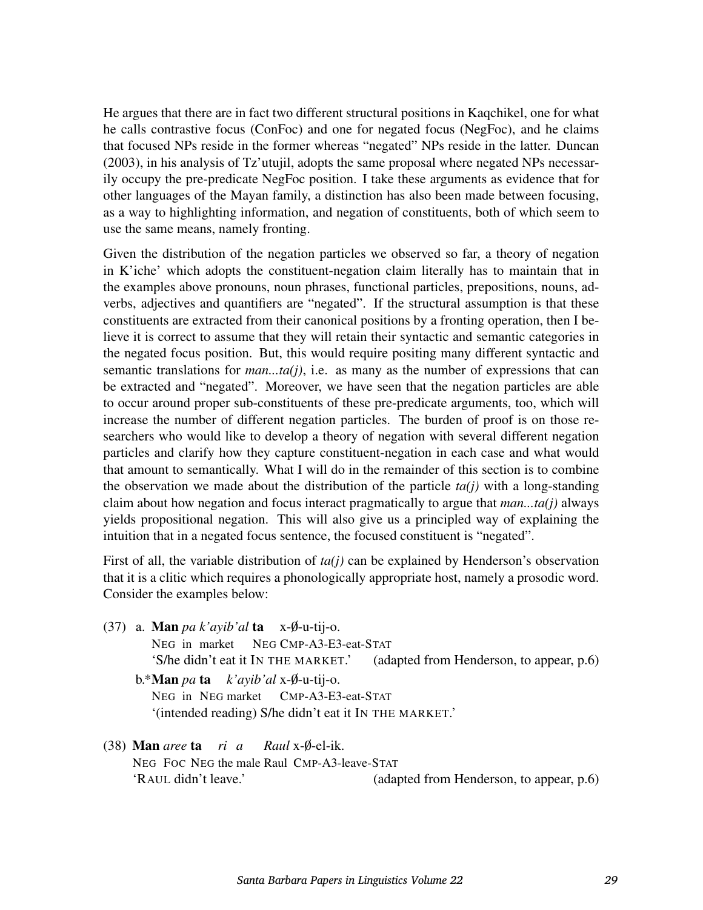He argues that there are in fact two different structural positions in Kaqchikel, one for what he calls contrastive focus (ConFoc) and one for negated focus (NegFoc), and he claims that focused NPs reside in the former whereas "negated" NPs reside in the latter. Duncan (2003), in his analysis of Tz'utujil, adopts the same proposal where negated NPs necessarily occupy the pre-predicate NegFoc position. I take these arguments as evidence that for other languages of the Mayan family, a distinction has also been made between focusing, as a way to highlighting information, and negation of constituents, both of which seem to use the same means, namely fronting.

Given the distribution of the negation particles we observed so far, a theory of negation in K'iche' which adopts the constituent-negation claim literally has to maintain that in the examples above pronouns, noun phrases, functional particles, prepositions, nouns, adverbs, adjectives and quantifiers are "negated". If the structural assumption is that these constituents are extracted from their canonical positions by a fronting operation, then I believe it is correct to assume that they will retain their syntactic and semantic categories in the negated focus position. But, this would require positing many different syntactic and semantic translations for *man...ta(j)*, i.e. as many as the number of expressions that can be extracted and "negated". Moreover, we have seen that the negation particles are able to occur around proper sub-constituents of these pre-predicate arguments, too, which will increase the number of different negation particles. The burden of proof is on those researchers who would like to develop a theory of negation with several different negation particles and clarify how they capture constituent-negation in each case and what would that amount to semantically. What I will do in the remainder of this section is to combine the observation we made about the distribution of the particle *ta(j)* with a long-standing claim about how negation and focus interact pragmatically to argue that *man...ta(j)* always yields propositional negation. This will also give us a principled way of explaining the intuition that in a negated focus sentence, the focused constituent is "negated".

First of all, the variable distribution of *ta(j)* can be explained by Henderson's observation that it is a clitic which requires a phonologically appropriate host, namely a prosodic word. Consider the examples below:

(37) a. **Man** *pa k'ayib'al* **ta** x-∅-u-tij-o.
NEG in market NEG CMP-A3-E3-eat-STAT
'S/he didn't eat it IN THE MARKET.' (adapted from Henderson, to appear, p.6)

b.***Man** *pa* **ta** *k'ayib'al* x-∅-u-tij-o.
NEG in NEG market CMP-A3-E3-eat-STAT
'(intended reading) S/he didn't eat it IN THE MARKET.'

(38) **Man** *aree* **ta** *ri a Raul* x-∅-el-ik.
NEG FOC NEG the male Raul CMP-A3-leave-STAT
'RAUL didn't leave.' (adapted from Henderson, to appear, p.6)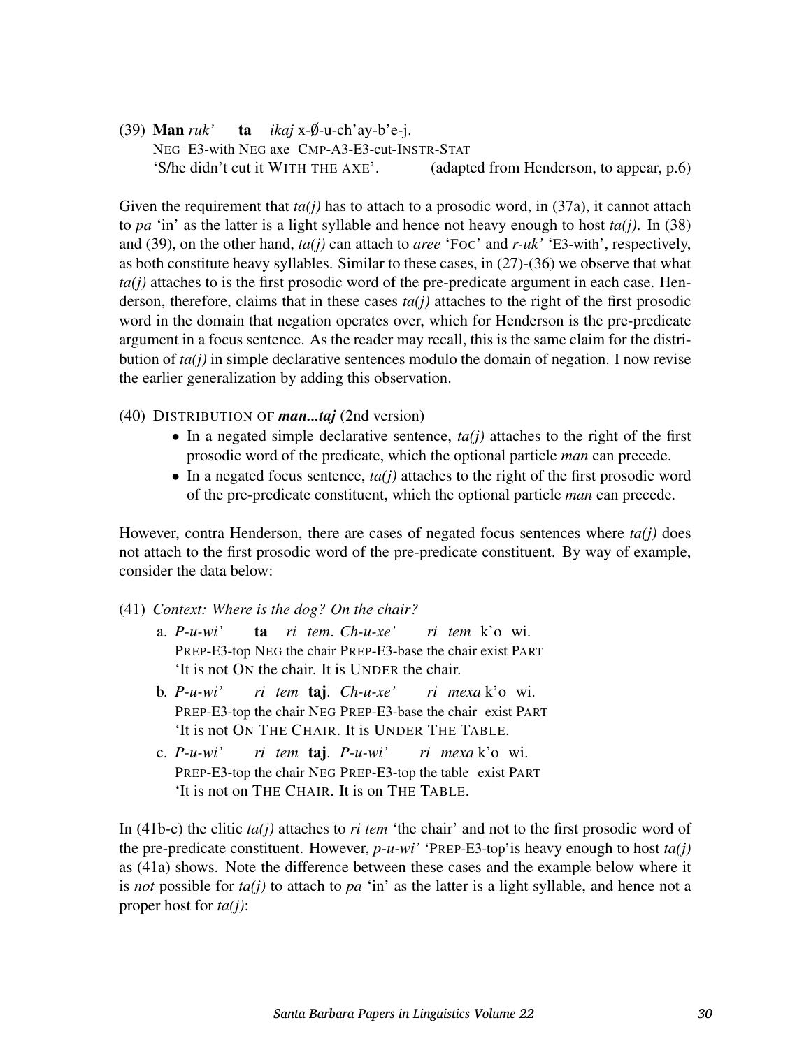(39) **Man** *ruk'* **ta** *ikaj* x-Ø-u-ch'ay-b'e-j.
NEG E3-with NEG axe CMP-A3-E3-cut-INSTR-STAT
'S/he didn't cut it WITH THE AXE'. (adapted from Henderson, to appear, p.6)

Given the requirement that *ta(j)* has to attach to a prosodic word, in (37a), it cannot attach to *pa* 'in' as the latter is a light syllable and hence not heavy enough to host *ta(j)*. In (38) and (39), on the other hand, *ta(j)* can attach to *aree* 'FOC' and *r-uk'* 'E3-with', respectively, as both constitute heavy syllables. Similar to these cases, in (27)-(36) we observe that what *ta(j)* attaches to is the first prosodic word of the pre-predicate argument in each case. Henderson, therefore, claims that in these cases *ta(j)* attaches to the right of the first prosodic word in the domain that negation operates over, which for Henderson is the pre-predicate argument in a focus sentence. As the reader may recall, this is the same claim for the distribution of *ta(j)* in simple declarative sentences modulo the domain of negation. I now revise the earlier generalization by adding this observation.

(40) DISTRIBUTION OF ***man...taj*** (2nd version)

- In a negated simple declarative sentence, *ta(j)* attaches to the right of the first prosodic word of the predicate, which the optional particle *man* can precede.
- In a negated focus sentence, *ta(j)* attaches to the right of the first prosodic word of the pre-predicate constituent, which the optional particle *man* can precede.

However, contra Henderson, there are cases of negated focus sentences where *ta(j)* does not attach to the first prosodic word of the pre-predicate constituent. By way of example, consider the data below:

(41) *Context: Where is the dog? On the chair?*

a. *P-u-wi'* **ta** *ri tem*. *Ch-u-xe'* *ri tem* k'o wi.
PREP-E3-top NEG the chair PREP-E3-base the chair exist PART
'It is not ON the chair. It is UNDER the chair.

b. *P-u-wi'* *ri tem* **taj**. *Ch-u-xe'* *ri mexa* k'o wi.
PREP-E3-top the chair NEG PREP-E3-base the chair exist PART
'It is not ON THE CHAIR. It is UNDER THE TABLE.

c. *P-u-wi'* *ri tem* **taj**. *P-u-wi'* *ri mexa* k'o wi.
PREP-E3-top the chair NEG PREP-E3-top the table exist PART
'It is not on THE CHAIR. It is on THE TABLE.

In (41b-c) the clitic *ta(j)* attaches to *ri tem* 'the chair' and not to the first prosodic word of the pre-predicate constituent. However, *p-u-wi'* 'PREP-E3-top'is heavy enough to host *ta(j)* as (41a) shows. Note the difference between these cases and the example below where it is *not* possible for *ta(j)* to attach to *pa* 'in' as the latter is a light syllable, and hence not a proper host for *ta(j)*: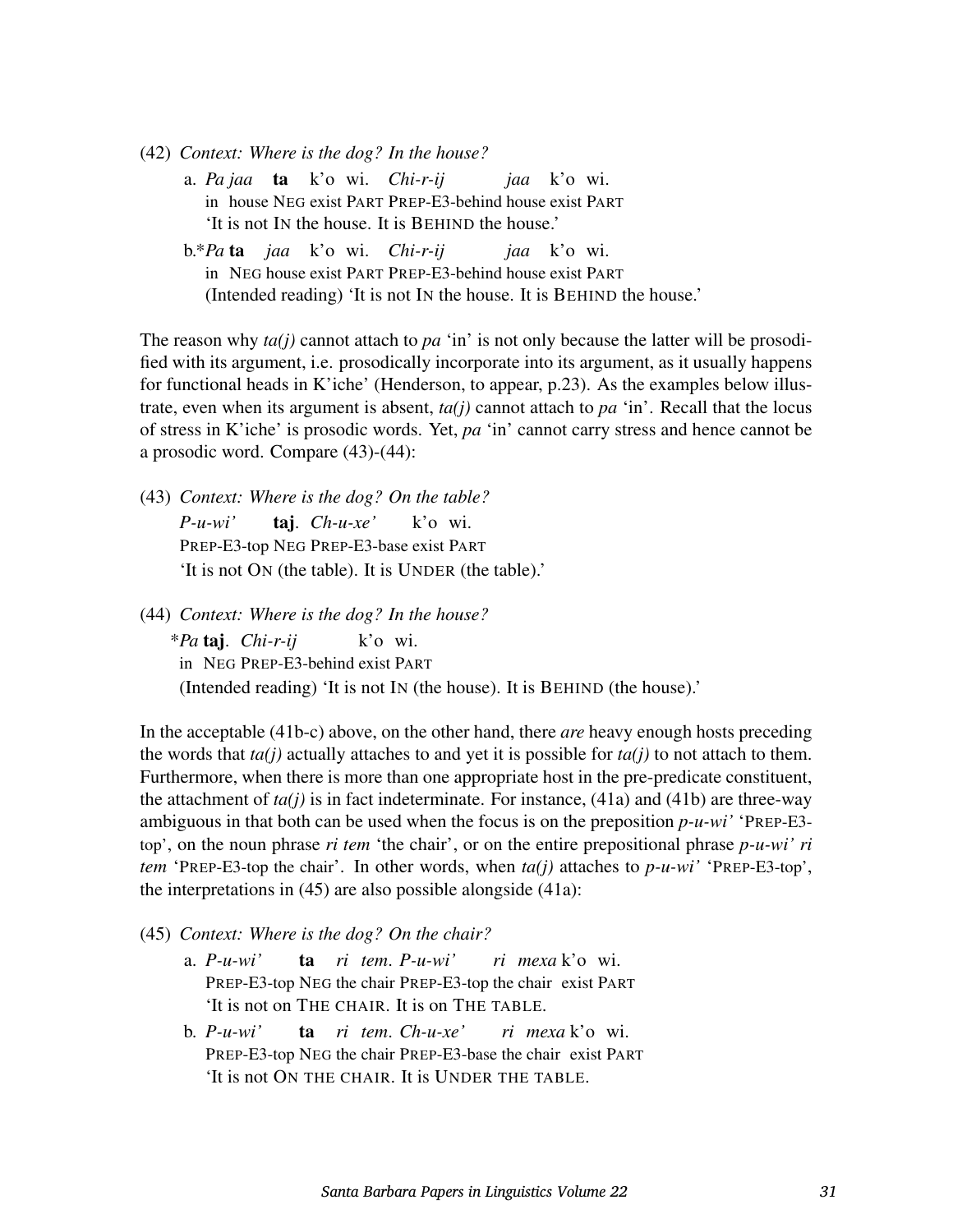(42) *Context: Where is the dog? In the house?*

a. *Pa jaa* **ta** k'o wi. *Chi-r-ij* *jaa* k'o wi.
   in house NEG exist PART PREP-E3-behind house exist PART
   'It is not IN the house. It is BEHIND the house.'

b.\**Pa* **ta** *jaa* k'o wi. *Chi-r-ij* *jaa* k'o wi.
   in NEG house exist PART PREP-E3-behind house exist PART
   (Intended reading) 'It is not IN the house. It is BEHIND the house.'

The reason why *ta(j)* cannot attach to *pa* 'in' is not only because the latter will be prosodified with its argument, i.e. prosodically incorporate into its argument, as it usually happens for functional heads in K'iche' (Henderson, to appear, p.23). As the examples below illustrate, even when its argument is absent, *ta(j)* cannot attach to *pa* 'in'. Recall that the locus of stress in K'iche' is prosodic words. Yet, *pa* 'in' cannot carry stress and hence cannot be a prosodic word. Compare (43)-(44):

(43) *Context: Where is the dog? On the table?*
   *P-u-wi'* **taj**. *Ch-u-xe'* k'o wi.
   PREP-E3-top NEG PREP-E3-base exist PART
   'It is not ON (the table). It is UNDER (the table).'

(44) *Context: Where is the dog? In the house?*
   \**Pa* **taj**. *Chi-r-ij* k'o wi.
   in NEG PREP-E3-behind exist PART
   (Intended reading) 'It is not IN (the house). It is BEHIND (the house).'

In the acceptable (41b-c) above, on the other hand, there *are* heavy enough hosts preceding the words that *ta(j)* actually attaches to and yet it is possible for *ta(j)* to not attach to them. Furthermore, when there is more than one appropriate host in the pre-predicate constituent, the attachment of *ta(j)* is in fact indeterminate. For instance, (41a) and (41b) are three-way ambiguous in that both can be used when the focus is on the preposition *p-u-wi'* 'PREP-E3-top', on the noun phrase *ri tem* 'the chair', or on the entire prepositional phrase *p-u-wi' ri tem* 'PREP-E3-top the chair'. In other words, when *ta(j)* attaches to *p-u-wi'* 'PREP-E3-top', the interpretations in (45) are also possible alongside (41a):

(45) *Context: Where is the dog? On the chair?*

a. *P-u-wi'* **ta** *ri tem*. *P-u-wi'* *ri mexa* k'o wi.
   PREP-E3-top NEG the chair PREP-E3-top the chair exist PART
   'It is not on THE CHAIR. It is on THE TABLE.

b. *P-u-wi'* **ta** *ri tem*. *Ch-u-xe'* *ri mexa* k'o wi.
   PREP-E3-top NEG the chair PREP-E3-base the chair exist PART
   'It is not ON THE CHAIR. It is UNDER THE TABLE.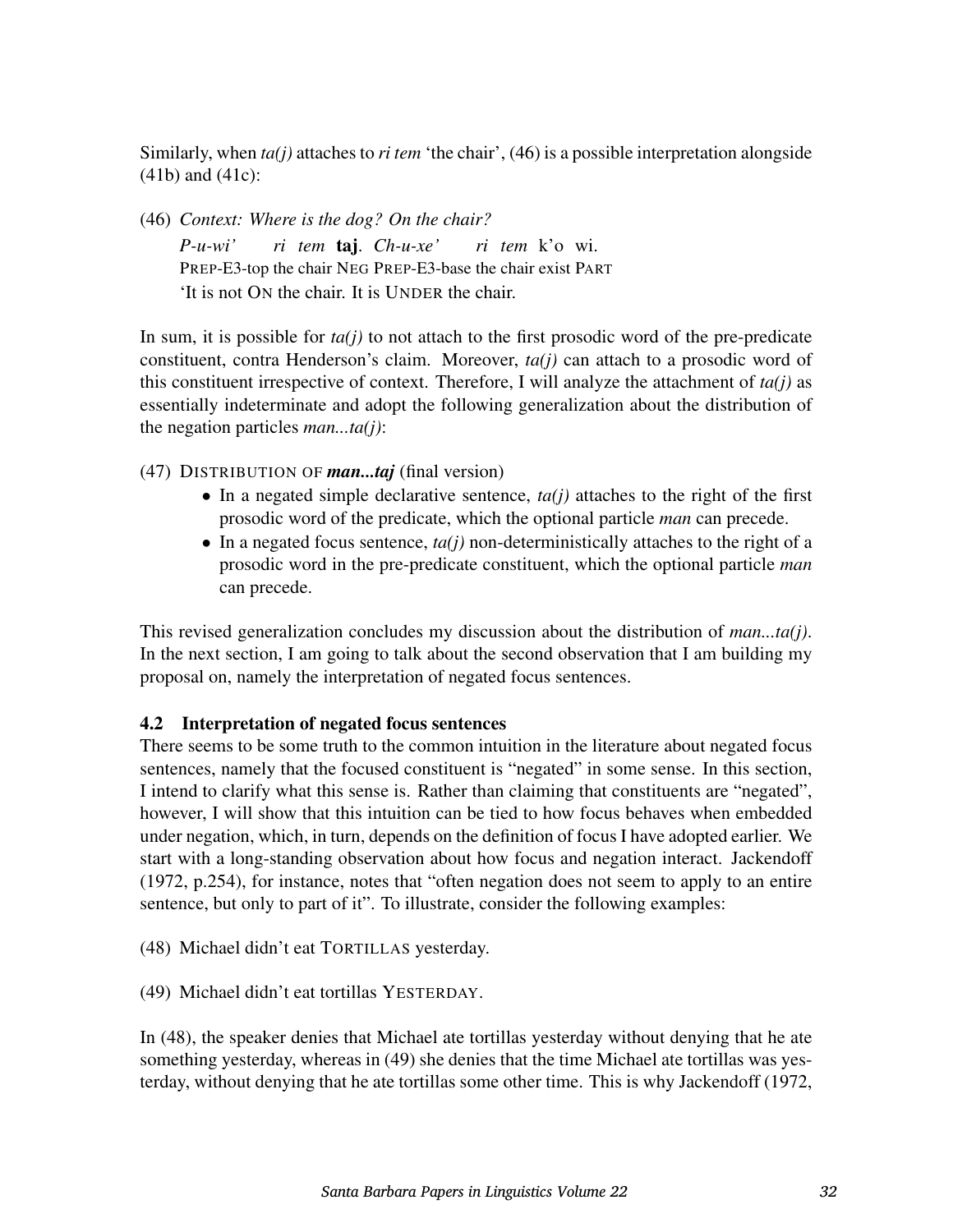Similarly, when *ta(j)* attaches to *ri tem* 'the chair', (46) is a possible interpretation alongside (41b) and (41c):

(46) *Context: Where is the dog? On the chair?*
*P-u-wi' ri tem* **taj**. *Ch-u-xe' ri tem* k'o wi.
PREP-E3-top the chair NEG PREP-E3-base the chair exist PART
'It is not ON the chair. It is UNDER the chair.

In sum, it is possible for *ta(j)* to not attach to the first prosodic word of the pre-predicate constituent, contra Henderson's claim. Moreover, *ta(j)* can attach to a prosodic word of this constituent irrespective of context. Therefore, I will analyze the attachment of *ta(j)* as essentially indeterminate and adopt the following generalization about the distribution of the negation particles *man...ta(j)*:

(47) DISTRIBUTION OF ***man...taj*** (final version)

- In a negated simple declarative sentence, *ta(j)* attaches to the right of the first prosodic word of the predicate, which the optional particle *man* can precede.
- In a negated focus sentence, *ta(j)* non-deterministically attaches to the right of a prosodic word in the pre-predicate constituent, which the optional particle *man* can precede.

This revised generalization concludes my discussion about the distribution of *man...ta(j)*. In the next section, I am going to talk about the second observation that I am building my proposal on, namely the interpretation of negated focus sentences.

### 4.2 Interpretation of negated focus sentences

There seems to be some truth to the common intuition in the literature about negated focus sentences, namely that the focused constituent is "negated" in some sense. In this section, I intend to clarify what this sense is. Rather than claiming that constituents are "negated", however, I will show that this intuition can be tied to how focus behaves when embedded under negation, which, in turn, depends on the definition of focus I have adopted earlier. We start with a long-standing observation about how focus and negation interact. Jackendoff (1972, p.254), for instance, notes that "often negation does not seem to apply to an entire sentence, but only to part of it". To illustrate, consider the following examples:

(48) Michael didn't eat TORTILLAS yesterday.

(49) Michael didn't eat tortillas YESTERDAY.

In (48), the speaker denies that Michael ate tortillas yesterday without denying that he ate something yesterday, whereas in (49) she denies that the time Michael ate tortillas was yesterday, without denying that he ate tortillas some other time. This is why Jackendoff (1972,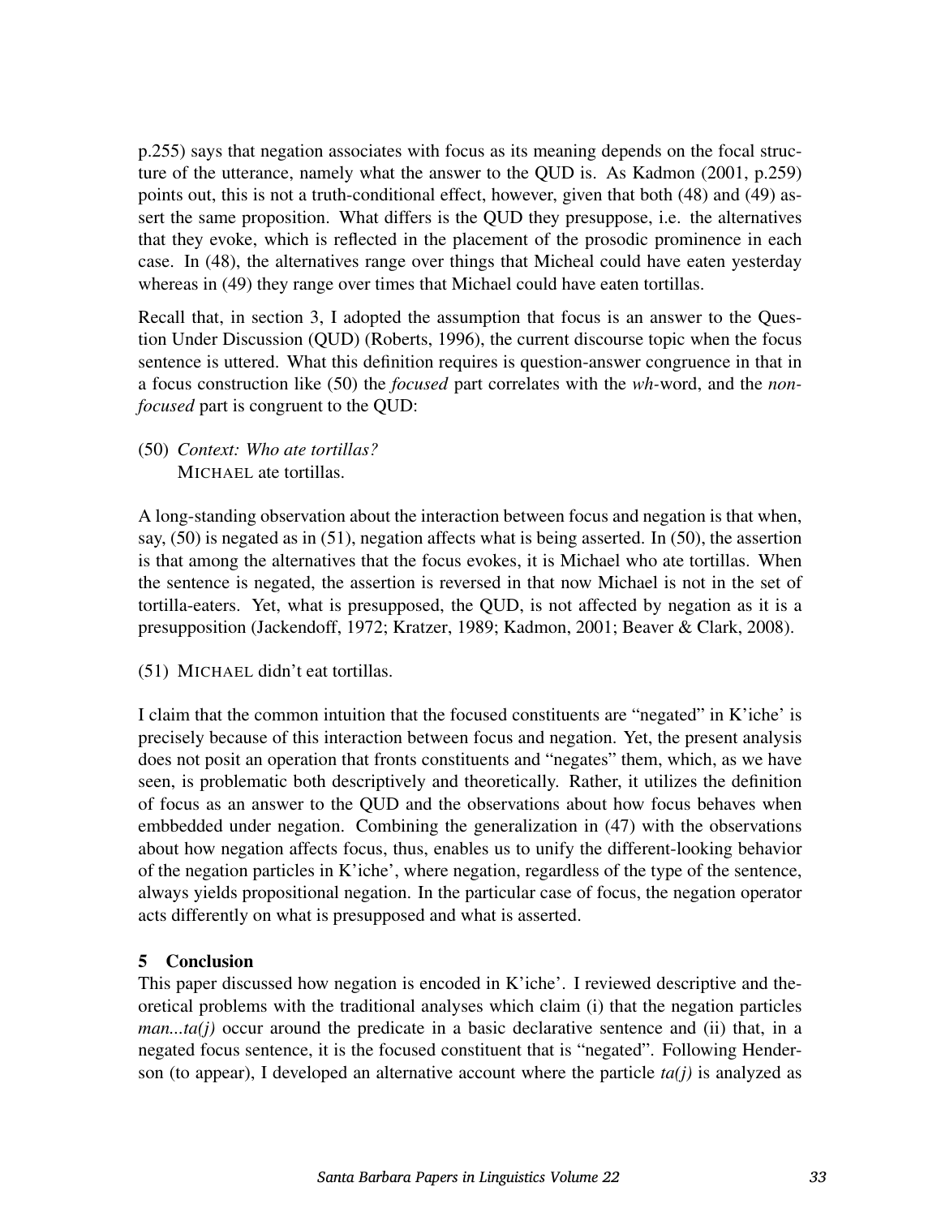p.255) says that negation associates with focus as its meaning depends on the focal structure of the utterance, namely what the answer to the QUD is. As Kadmon (2001, p.259) points out, this is not a truth-conditional effect, however, given that both (48) and (49) assert the same proposition. What differs is the QUD they presuppose, i.e. the alternatives that they evoke, which is reflected in the placement of the prosodic prominence in each case. In (48), the alternatives range over things that Micheal could have eaten yesterday whereas in (49) they range over times that Michael could have eaten tortillas.

Recall that, in section 3, I adopted the assumption that focus is an answer to the Question Under Discussion (QUD) (Roberts, 1996), the current discourse topic when the focus sentence is uttered. What this definition requires is question-answer congruence in that in a focus construction like (50) the *focused* part correlates with the *wh*-word, and the *non-focused* part is congruent to the QUD:

(50) *Context: Who ate tortillas?*
MICHAEL ate tortillas.

A long-standing observation about the interaction between focus and negation is that when, say, (50) is negated as in (51), negation affects what is being asserted. In (50), the assertion is that among the alternatives that the focus evokes, it is Michael who ate tortillas. When the sentence is negated, the assertion is reversed in that now Michael is not in the set of tortilla-eaters. Yet, what is presupposed, the QUD, is not affected by negation as it is a presupposition (Jackendoff, 1972; Kratzer, 1989; Kadmon, 2001; Beaver & Clark, 2008).

(51) MICHAEL didn't eat tortillas.

I claim that the common intuition that the focused constituents are "negated" in K'iche' is precisely because of this interaction between focus and negation. Yet, the present analysis does not posit an operation that fronts constituents and "negates" them, which, as we have seen, is problematic both descriptively and theoretically. Rather, it utilizes the definition of focus as an answer to the QUD and the observations about how focus behaves when embbedded under negation. Combining the generalization in (47) with the observations about how negation affects focus, thus, enables us to unify the different-looking behavior of the negation particles in K'iche', where negation, regardless of the type of the sentence, always yields propositional negation. In the particular case of focus, the negation operator acts differently on what is presupposed and what is asserted.

## 5 Conclusion

This paper discussed how negation is encoded in K'iche'. I reviewed descriptive and theoretical problems with the traditional analyses which claim (i) that the negation particles *man...ta(j)* occur around the predicate in a basic declarative sentence and (ii) that, in a negated focus sentence, it is the focused constituent that is "negated". Following Henderson (to appear), I developed an alternative account where the particle *ta(j)* is analyzed as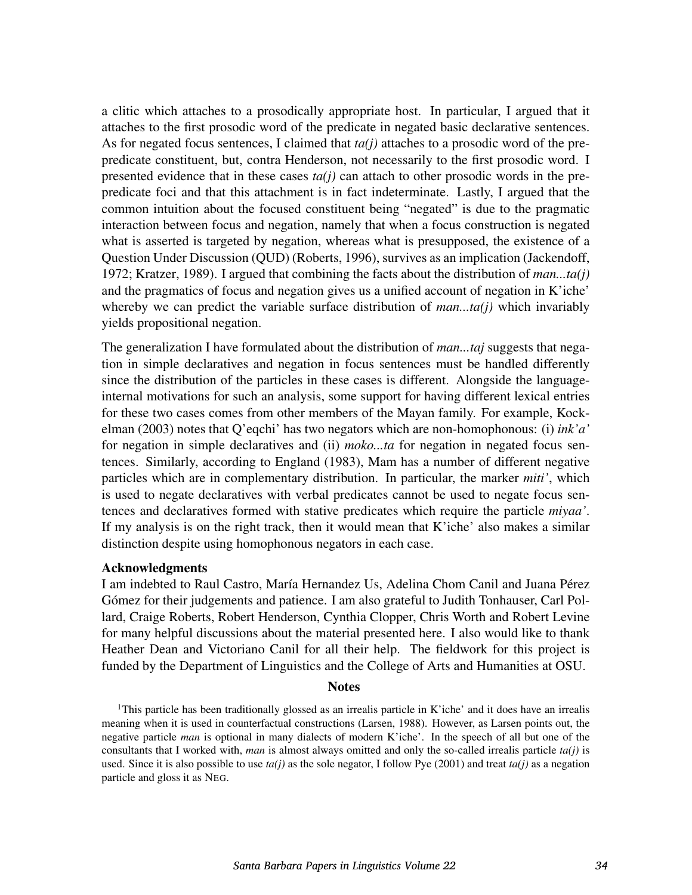a clitic which attaches to a prosodically appropriate host. In particular, I argued that it attaches to the first prosodic word of the predicate in negated basic declarative sentences. As for negated focus sentences, I claimed that *ta(j)* attaches to a prosodic word of the pre-predicate constituent, but, contra Henderson, not necessarily to the first prosodic word. I presented evidence that in these cases *ta(j)* can attach to other prosodic words in the pre-predicate foci and that this attachment is in fact indeterminate. Lastly, I argued that the common intuition about the focused constituent being "negated" is due to the pragmatic interaction between focus and negation, namely that when a focus construction is negated what is asserted is targeted by negation, whereas what is presupposed, the existence of a Question Under Discussion (QUD) (Roberts, 1996), survives as an implication (Jackendoff, 1972; Kratzer, 1989). I argued that combining the facts about the distribution of *man...ta(j)* and the pragmatics of focus and negation gives us a unified account of negation in K'iche' whereby we can predict the variable surface distribution of *man...ta(j)* which invariably yields propositional negation.

The generalization I have formulated about the distribution of *man...taj* suggests that negation in simple declaratives and negation in focus sentences must be handled differently since the distribution of the particles in these cases is different. Alongside the language-internal motivations for such an analysis, some support for having different lexical entries for these two cases comes from other members of the Mayan family. For example, Kockelman (2003) notes that Q'eqchi' has two negators which are non-homophonous: (i) *ink'a'* for negation in simple declaratives and (ii) *moko...ta* for negation in negated focus sentences. Similarly, according to England (1983), Mam has a number of different negative particles which are in complementary distribution. In particular, the marker *miti'*, which is used to negate declaratives with verbal predicates cannot be used to negate focus sentences and declaratives formed with stative predicates which require the particle *miyaa'*. If my analysis is on the right track, then it would mean that K'iche' also makes a similar distinction despite using homophonous negators in each case.

### Acknowledgments

I am indebted to Raul Castro, María Hernandez Us, Adelina Chom Canil and Juana Pérez Gómez for their judgements and patience. I am also grateful to Judith Tonhauser, Carl Pollard, Craige Roberts, Robert Henderson, Cynthia Clopper, Chris Worth and Robert Levine for many helpful discussions about the material presented here. I also would like to thank Heather Dean and Victoriano Canil for all their help. The fieldwork for this project is funded by the Department of Linguistics and the College of Arts and Humanities at OSU.

## Notes

[1]This particle has been traditionally glossed as an irrealis particle in K'iche' and it does have an irrealis meaning when it is used in counterfactual constructions (Larsen, 1988). However, as Larsen points out, the negative particle *man* is optional in many dialects of modern K'iche'. In the speech of all but one of the consultants that I worked with, *man* is almost always omitted and only the so-called irrealis particle *ta(j)* is used. Since it is also possible to use *ta(j)* as the sole negator, I follow Pye (2001) and treat *ta(j)* as a negation particle and gloss it as NEG.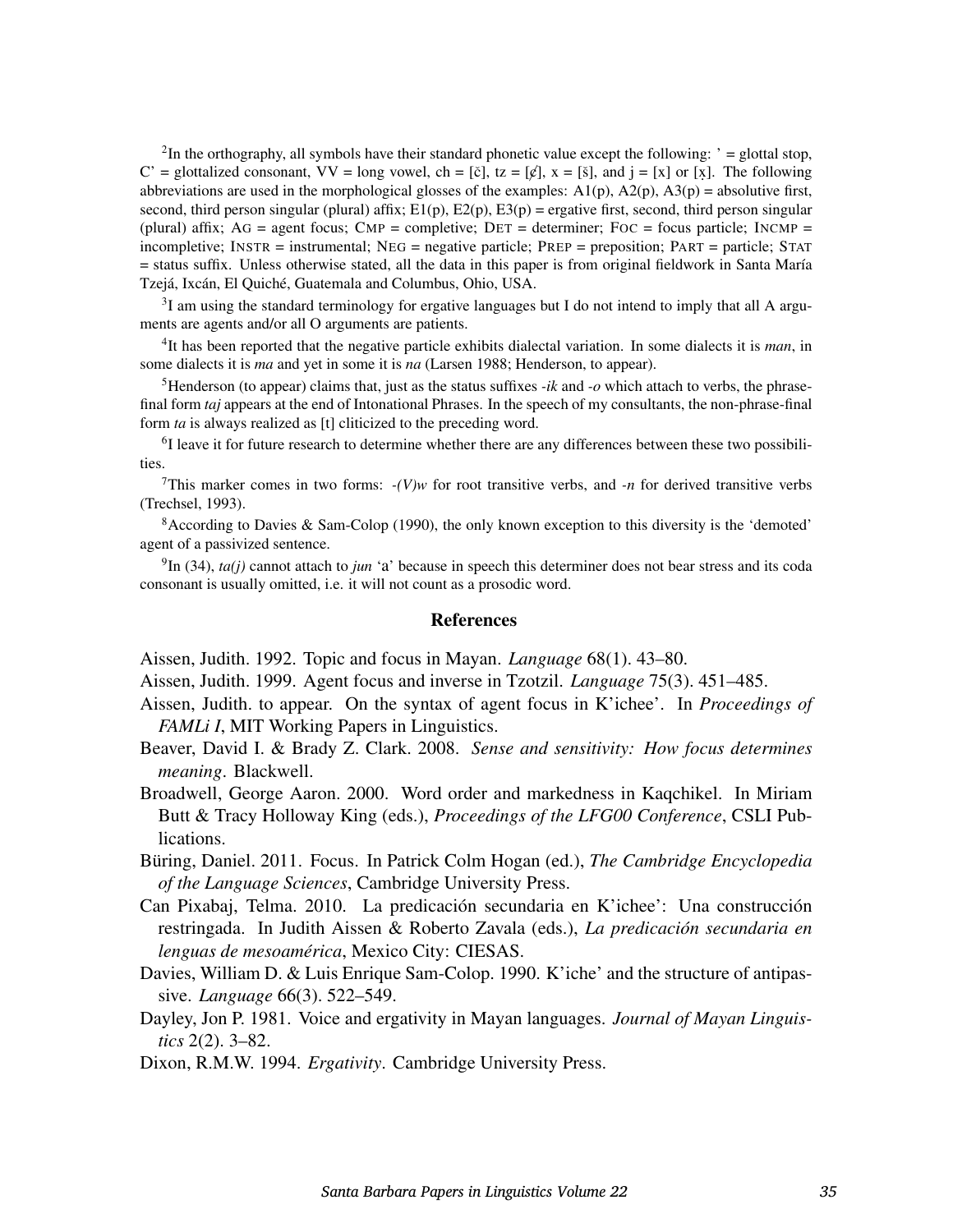[2]In the orthography, all symbols have their standard phonetic value except the following: ' = glottal stop, C' = glottalized consonant, VV = long vowel, ch = [č], tz = [ȼ], x = [š], and j = [x] or [x̣]. The following abbreviations are used in the morphological glosses of the examples: A1(p), A2(p), A3(p) = absolutive first, second, third person singular (plural) affix; E1(p), E2(p), E3(p) = ergative first, second, third person singular (plural) affix; AG = agent focus; CMP = completive; DET = determiner; FOC = focus particle; INCMP = incompletive; INSTR = instrumental; NEG = negative particle; PREP = preposition; PART = particle; STAT = status suffix. Unless otherwise stated, all the data in this paper is from original fieldwork in Santa María Tzejá, Ixcán, El Quiché, Guatemala and Columbus, Ohio, USA.

[3]I am using the standard terminology for ergative languages but I do not intend to imply that all A arguments are agents and/or all O arguments are patients.

[4]It has been reported that the negative particle exhibits dialectal variation. In some dialects it is *man*, in some dialects it is *ma* and yet in some it is *na* (Larsen 1988; Henderson, to appear).

[5]Henderson (to appear) claims that, just as the status suffixes *-ik* and *-o* which attach to verbs, the phrase-final form *taj* appears at the end of Intonational Phrases. In the speech of my consultants, the non-phrase-final form *ta* is always realized as [t] cliticized to the preceding word.

[6]I leave it for future research to determine whether there are any differences between these two possibilities.

[7]This marker comes in two forms: *-(V)w* for root transitive verbs, and *-n* for derived transitive verbs (Trechsel, 1993).

[8]According to Davies & Sam-Colop (1990), the only known exception to this diversity is the 'demoted' agent of a passivized sentence.

[9]In (34), *ta(j)* cannot attach to *jun* 'a' because in speech this determiner does not bear stress and its coda consonant is usually omitted, i.e. it will not count as a prosodic word.

## References

Aissen, Judith. 1992. Topic and focus in Mayan. *Language* 68(1). 43–80.

Aissen, Judith. 1999. Agent focus and inverse in Tzotzil. *Language* 75(3). 451–485.

Aissen, Judith. to appear. On the syntax of agent focus in K'ichee'. In *Proceedings of FAMLi I*, MIT Working Papers in Linguistics.

Beaver, David I. & Brady Z. Clark. 2008. *Sense and sensitivity: How focus determines meaning*. Blackwell.

Broadwell, George Aaron. 2000. Word order and markedness in Kaqchikel. In Miriam Butt & Tracy Holloway King (eds.), *Proceedings of the LFG00 Conference*, CSLI Publications.

Büring, Daniel. 2011. Focus. In Patrick Colm Hogan (ed.), *The Cambridge Encyclopedia of the Language Sciences*, Cambridge University Press.

Can Pixabaj, Telma. 2010. La predicación secundaria en K'ichee': Una construcción restringada. In Judith Aissen & Roberto Zavala (eds.), *La predicación secundaria en lenguas de mesoamérica*, Mexico City: CIESAS.

Davies, William D. & Luis Enrique Sam-Colop. 1990. K'iche' and the structure of antipassive. *Language* 66(3). 522–549.

Dayley, Jon P. 1981. Voice and ergativity in Mayan languages. *Journal of Mayan Linguistics* 2(2). 3–82.

Dixon, R.M.W. 1994. *Ergativity*. Cambridge University Press.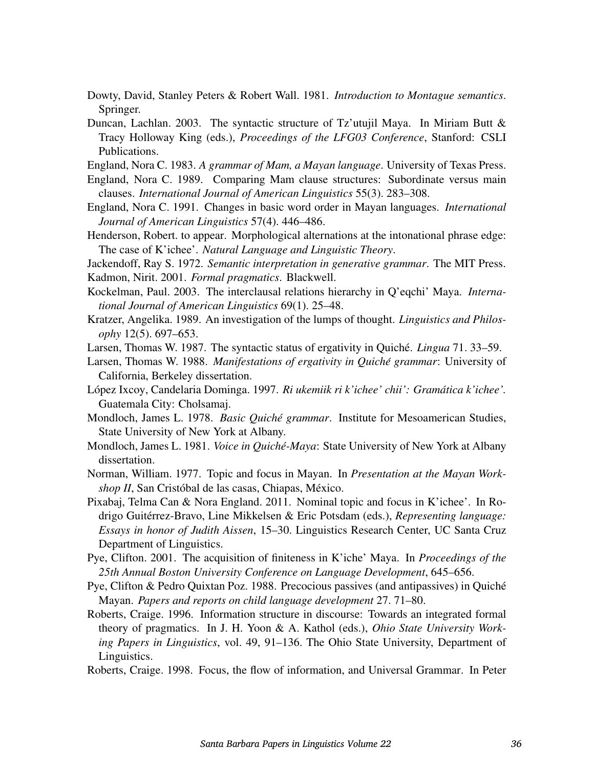Dowty, David, Stanley Peters & Robert Wall. 1981. *Introduction to Montague semantics*. Springer.

Duncan, Lachlan. 2003. The syntactic structure of Tz'utujil Maya. In Miriam Butt & Tracy Holloway King (eds.), *Proceedings of the LFG03 Conference*, Stanford: CSLI Publications.

England, Nora C. 1983. *A grammar of Mam, a Mayan language*. University of Texas Press.

England, Nora C. 1989. Comparing Mam clause structures: Subordinate versus main clauses. *International Journal of American Linguistics* 55(3). 283–308.

England, Nora C. 1991. Changes in basic word order in Mayan languages. *International Journal of American Linguistics* 57(4). 446–486.

Henderson, Robert. to appear. Morphological alternations at the intonational phrase edge: The case of K'ichee'. *Natural Language and Linguistic Theory*.

Jackendoff, Ray S. 1972. *Semantic interpretation in generative grammar*. The MIT Press.

Kadmon, Nirit. 2001. *Formal pragmatics*. Blackwell.

Kockelman, Paul. 2003. The interclausal relations hierarchy in Q'eqchi' Maya. *International Journal of American Linguistics* 69(1). 25–48.

Kratzer, Angelika. 1989. An investigation of the lumps of thought. *Linguistics and Philosophy* 12(5). 697–653.

Larsen, Thomas W. 1987. The syntactic status of ergativity in Quiché. *Lingua* 71. 33–59.

Larsen, Thomas W. 1988. *Manifestations of ergativity in Quiché grammar*: University of California, Berkeley dissertation.

López Ixcoy, Candelaria Dominga. 1997. *Ri ukemiik ri k'ichee' chii': Gramática k'ichee'.* Guatemala City: Cholsamaj.

Mondloch, James L. 1978. *Basic Quiché grammar*. Institute for Mesoamerican Studies, State University of New York at Albany.

Mondloch, James L. 1981. *Voice in Quiché-Maya*: State University of New York at Albany dissertation.

Norman, William. 1977. Topic and focus in Mayan. In *Presentation at the Mayan Workshop II*, San Cristóbal de las casas, Chiapas, México.

Pixabaj, Telma Can & Nora England. 2011. Nominal topic and focus in K'ichee'. In Rodrigo Guitérrez-Bravo, Line Mikkelsen & Eric Potsdam (eds.), *Representing language: Essays in honor of Judith Aissen*, 15–30. Linguistics Research Center, UC Santa Cruz Department of Linguistics.

Pye, Clifton. 2001. The acquisition of finiteness in K'iche' Maya. In *Proceedings of the 25th Annual Boston University Conference on Language Development*, 645–656.

Pye, Clifton & Pedro Quixtan Poz. 1988. Precocious passives (and antipassives) in Quiché Mayan. *Papers and reports on child language development* 27. 71–80.

Roberts, Craige. 1996. Information structure in discourse: Towards an integrated formal theory of pragmatics. In J. H. Yoon & A. Kathol (eds.), *Ohio State University Working Papers in Linguistics*, vol. 49, 91–136. The Ohio State University, Department of Linguistics.

Roberts, Craige. 1998. Focus, the flow of information, and Universal Grammar. In Peter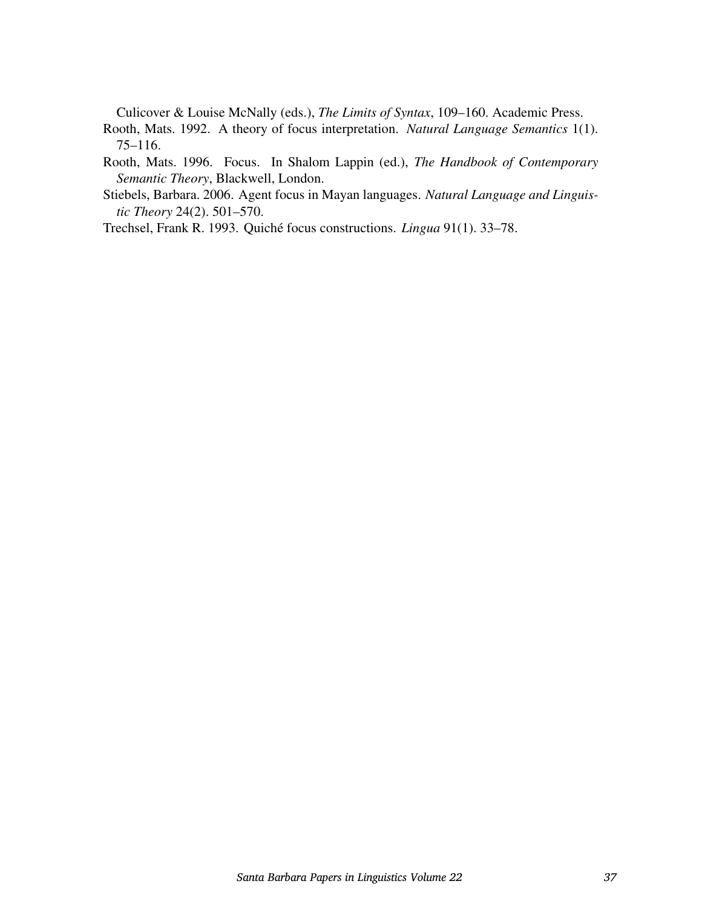Culicover & Louise McNally (eds.), *The Limits of Syntax*, 109–160. Academic Press.

Rooth, Mats. 1992. A theory of focus interpretation. *Natural Language Semantics* 1(1). 75–116.

Rooth, Mats. 1996. Focus. In Shalom Lappin (ed.), *The Handbook of Contemporary Semantic Theory*, Blackwell, London.

Stiebels, Barbara. 2006. Agent focus in Mayan languages. *Natural Language and Linguistic Theory* 24(2). 501–570.

Trechsel, Frank R. 1993. Quiché focus constructions. *Lingua* 91(1). 33–78.